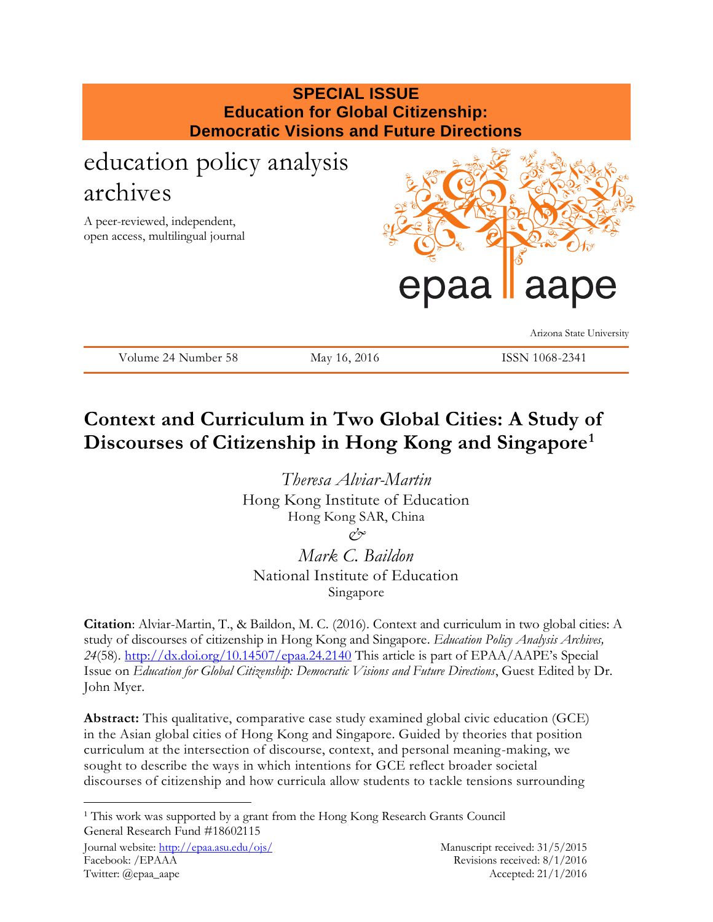**SPECIAL ISSUE**
**Education for Global Citizenship: Democratic Visions and Future Directions**

education policy analysis archives

A peer-reviewed, independent, open access, multilingual journal

epaa aape

Arizona State University

Volume 24 Number 58 | May 16, 2016 | ISSN 1068-2341

# Context and Curriculum in Two Global Cities: A Study of Discourses of Citizenship in Hong Kong and Singapore[1]

*Theresa Alviar-Martin*
Hong Kong Institute of Education
Hong Kong SAR, China
&
*Mark C. Baildon*
National Institute of Education
Singapore

**Citation**: Alviar-Martin, T., & Baildon, M. C. (2016). Context and curriculum in two global cities: A study of discourses of citizenship in Hong Kong and Singapore. *Education Policy Analysis Archives, 24*(58). http://dx.doi.org/10.14507/epaa.24.2140 This article is part of EPAA/AAPE's Special Issue on *Education for Global Citizenship: Democratic Visions and Future Directions*, Guest Edited by Dr. John Myer.

**Abstract:** This qualitative, comparative case study examined global civic education (GCE) in the Asian global cities of Hong Kong and Singapore. Guided by theories that position curriculum at the intersection of discourse, context, and personal meaning-making, we sought to describe the ways in which intentions for GCE reflect broader societal discourses of citizenship and how curricula allow students to tackle tensions surrounding

[1] This work was supported by a grant from the Hong Kong Research Grants Council General Research Fund #18602115

Journal website: http://epaa.asu.edu/ojs/
Facebook: /EPAA
Twitter: @epaa_aape

Manuscript received: 31/5/2015
Revisions received: 8/1/2016
Accepted: 21/1/2016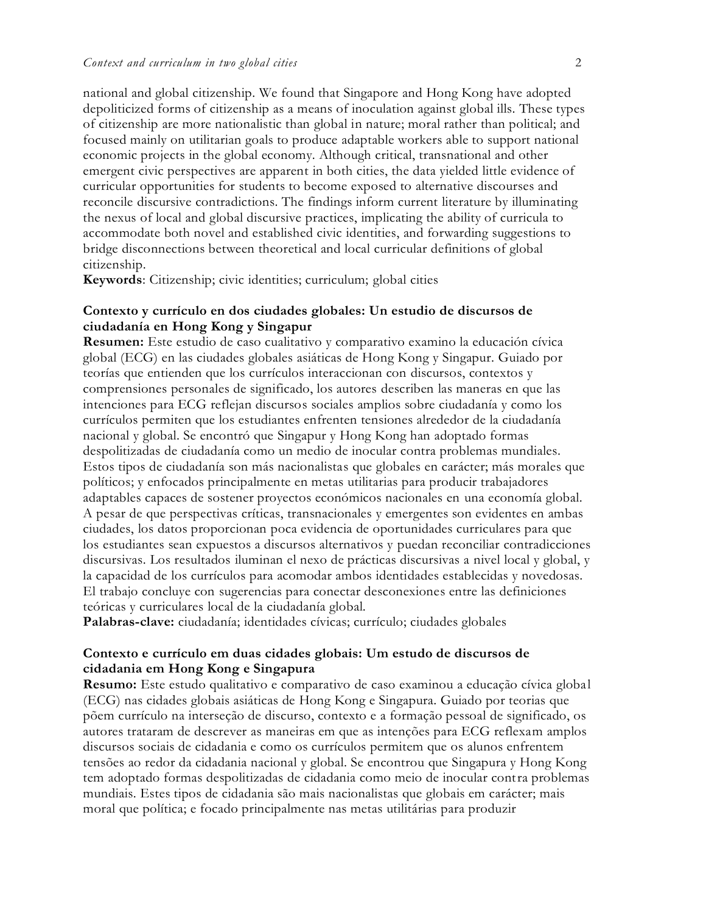national and global citizenship. We found that Singapore and Hong Kong have adopted depoliticized forms of citizenship as a means of inoculation against global ills. These types of citizenship are more nationalistic than global in nature; moral rather than political; and focused mainly on utilitarian goals to produce adaptable workers able to support national economic projects in the global economy. Although critical, transnational and other emergent civic perspectives are apparent in both cities, the data yielded little evidence of curricular opportunities for students to become exposed to alternative discourses and reconcile discursive contradictions. The findings inform current literature by illuminating the nexus of local and global discursive practices, implicating the ability of curricula to accommodate both novel and established civic identities, and forwarding suggestions to bridge disconnections between theoretical and local curricular definitions of global citizenship.
**Keywords**: Citizenship; civic identities; curriculum; global cities

**Contexto y currículo en dos ciudades globales: Un estudio de discursos de ciudadanía en Hong Kong y Singapur**
**Resumen:** Este estudio de caso cualitativo y comparativo examino la educación cívica global (ECG) en las ciudades globales asiáticas de Hong Kong y Singapur. Guiado por teorías que entienden que los currículos interaccionan con discursos, contextos y comprensiones personales de significado, los autores describen las maneras en que las intenciones para ECG reflejan discursos sociales amplios sobre ciudadanía y como los currículos permiten que los estudiantes enfrenten tensiones alrededor de la ciudadanía nacional y global. Se encontró que Singapur y Hong Kong han adoptado formas despolitizadas de ciudadanía como un medio de inocular contra problemas mundiales. Estos tipos de ciudadanía son más nacionalistas que globales en carácter; más morales que políticos; y enfocados principalmente en metas utilitarias para producir trabajadores adaptables capaces de sostener proyectos económicos nacionales en una economía global. A pesar de que perspectivas críticas, transnacionales y emergentes son evidentes en ambas ciudades, los datos proporcionan poca evidencia de oportunidades curriculares para que los estudiantes sean expuestos a discursos alternativos y puedan reconciliar contradicciones discursivas. Los resultados iluminan el nexo de prácticas discursivas a nivel local y global, y la capacidad de los currículos para acomodar ambos identidades establecidas y novedosas. El trabajo concluye con sugerencias para conectar desconexiones entre las definiciones teóricas y curriculares local de la ciudadanía global.
**Palabras-clave:** ciudadanía; identidades cívicas; currículo; ciudades globales

**Contexto e currículo em duas cidades globais: Um estudo de discursos de cidadania em Hong Kong e Singapura**
**Resumo:** Este estudo qualitativo e comparativo de caso examinou a educação cívica global (ECG) nas cidades globais asiáticas de Hong Kong e Singapura. Guiado por teorias que põem currículo na interseção de discurso, contexto e a formação pessoal de significado, os autores trataram de descrever as maneiras em que as intenções para ECG reflexam amplos discursos sociais de cidadania e como os currículos permitem que os alunos enfrentem tensões ao redor da cidadania nacional y global. Se encontrou que Singapura y Hong Kong tem adoptado formas despolitizadas de cidadania como meio de inocular contra problemas mundiais. Estes tipos de cidadania são mais nacionalistas que globais em carácter; mais moral que política; e focado principalmente nas metas utilitárias para produzir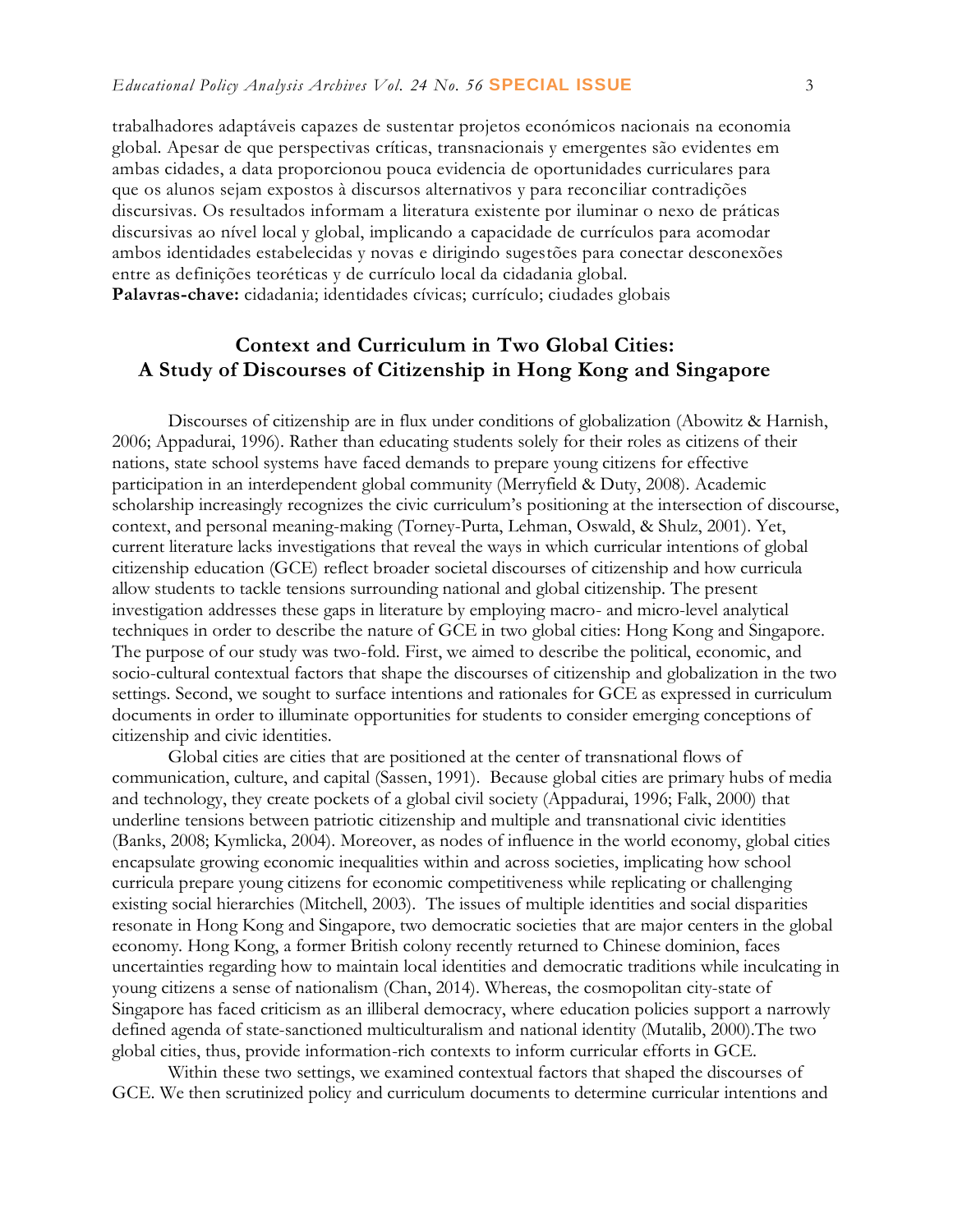trabalhadores adaptáveis capazes de sustentar projetos económicos nacionais na economia global. Apesar de que perspectivas críticas, transnacionais y emergentes são evidentes em ambas cidades, a data proporcionou pouca evidencia de oportunidades curriculares para que os alunos sejam expostos à discursos alternativos y para reconciliar contradições discursivas. Os resultados informam a literatura existente por iluminar o nexo de práticas discursivas ao nível local y global, implicando a capacidade de currículos para acomodar ambos identidades estabelecidas y novas e dirigindo sugestões para conectar desconexões entre as definições teoréticas y de currículo local da cidadania global.
**Palavras-chave:** cidadania; identidades cívicas; currículo; ciudades globais

## Context and Curriculum in Two Global Cities: A Study of Discourses of Citizenship in Hong Kong and Singapore

Discourses of citizenship are in flux under conditions of globalization (Abowitz & Harnish, 2006; Appadurai, 1996). Rather than educating students solely for their roles as citizens of their nations, state school systems have faced demands to prepare young citizens for effective participation in an interdependent global community (Merryfield & Duty, 2008). Academic scholarship increasingly recognizes the civic curriculum's positioning at the intersection of discourse, context, and personal meaning-making (Torney-Purta, Lehman, Oswald, & Shulz, 2001). Yet, current literature lacks investigations that reveal the ways in which curricular intentions of global citizenship education (GCE) reflect broader societal discourses of citizenship and how curricula allow students to tackle tensions surrounding national and global citizenship. The present investigation addresses these gaps in literature by employing macro- and micro-level analytical techniques in order to describe the nature of GCE in two global cities: Hong Kong and Singapore. The purpose of our study was two-fold. First, we aimed to describe the political, economic, and socio-cultural contextual factors that shape the discourses of citizenship and globalization in the two settings. Second, we sought to surface intentions and rationales for GCE as expressed in curriculum documents in order to illuminate opportunities for students to consider emerging conceptions of citizenship and civic identities.

Global cities are cities that are positioned at the center of transnational flows of communication, culture, and capital (Sassen, 1991). Because global cities are primary hubs of media and technology, they create pockets of a global civil society (Appadurai, 1996; Falk, 2000) that underline tensions between patriotic citizenship and multiple and transnational civic identities (Banks, 2008; Kymlicka, 2004). Moreover, as nodes of influence in the world economy, global cities encapsulate growing economic inequalities within and across societies, implicating how school curricula prepare young citizens for economic competitiveness while replicating or challenging existing social hierarchies (Mitchell, 2003). The issues of multiple identities and social disparities resonate in Hong Kong and Singapore, two democratic societies that are major centers in the global economy. Hong Kong, a former British colony recently returned to Chinese dominion, faces uncertainties regarding how to maintain local identities and democratic traditions while inculcating in young citizens a sense of nationalism (Chan, 2014). Whereas, the cosmopolitan city-state of Singapore has faced criticism as an illiberal democracy, where education policies support a narrowly defined agenda of state-sanctioned multiculturalism and national identity (Mutalib, 2000).The two global cities, thus, provide information-rich contexts to inform curricular efforts in GCE.

Within these two settings, we examined contextual factors that shaped the discourses of GCE. We then scrutinized policy and curriculum documents to determine curricular intentions and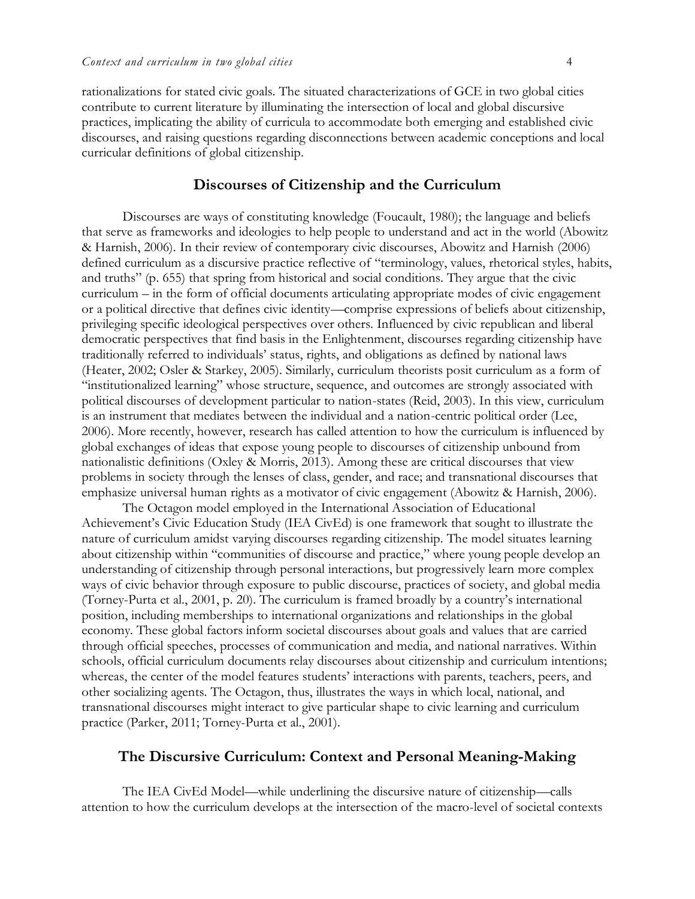rationalizations for stated civic goals. The situated characterizations of GCE in two global cities contribute to current literature by illuminating the intersection of local and global discursive practices, implicating the ability of curricula to accommodate both emerging and established civic discourses, and raising questions regarding disconnections between academic conceptions and local curricular definitions of global citizenship.

## Discourses of Citizenship and the Curriculum

Discourses are ways of constituting knowledge (Foucault, 1980); the language and beliefs that serve as frameworks and ideologies to help people to understand and act in the world (Abowitz & Harnish, 2006). In their review of contemporary civic discourses, Abowitz and Harnish (2006) defined curriculum as a discursive practice reflective of "terminology, values, rhetorical styles, habits, and truths" (p. 655) that spring from historical and social conditions. They argue that the civic curriculum – in the form of official documents articulating appropriate modes of civic engagement or a political directive that defines civic identity—comprise expressions of beliefs about citizenship, privileging specific ideological perspectives over others. Influenced by civic republican and liberal democratic perspectives that find basis in the Enlightenment, discourses regarding citizenship have traditionally referred to individuals' status, rights, and obligations as defined by national laws (Heater, 2002; Osler & Starkey, 2005). Similarly, curriculum theorists posit curriculum as a form of "institutionalized learning" whose structure, sequence, and outcomes are strongly associated with political discourses of development particular to nation-states (Reid, 2003). In this view, curriculum is an instrument that mediates between the individual and a nation-centric political order (Lee, 2006). More recently, however, research has called attention to how the curriculum is influenced by global exchanges of ideas that expose young people to discourses of citizenship unbound from nationalistic definitions (Oxley & Morris, 2013). Among these are critical discourses that view problems in society through the lenses of class, gender, and race; and transnational discourses that emphasize universal human rights as a motivator of civic engagement (Abowitz & Harnish, 2006).

The Octagon model employed in the International Association of Educational Achievement's Civic Education Study (IEA CivEd) is one framework that sought to illustrate the nature of curriculum amidst varying discourses regarding citizenship. The model situates learning about citizenship within "communities of discourse and practice," where young people develop an understanding of citizenship through personal interactions, but progressively learn more complex ways of civic behavior through exposure to public discourse, practices of society, and global media (Torney-Purta et al., 2001, p. 20). The curriculum is framed broadly by a country's international position, including memberships to international organizations and relationships in the global economy. These global factors inform societal discourses about goals and values that are carried through official speeches, processes of communication and media, and national narratives. Within schools, official curriculum documents relay discourses about citizenship and curriculum intentions; whereas, the center of the model features students' interactions with parents, teachers, peers, and other socializing agents. The Octagon, thus, illustrates the ways in which local, national, and transnational discourses might interact to give particular shape to civic learning and curriculum practice (Parker, 2011; Torney-Purta et al., 2001).

## The Discursive Curriculum: Context and Personal Meaning-Making

The IEA CivEd Model—while underlining the discursive nature of citizenship—calls attention to how the curriculum develops at the intersection of the macro-level of societal contexts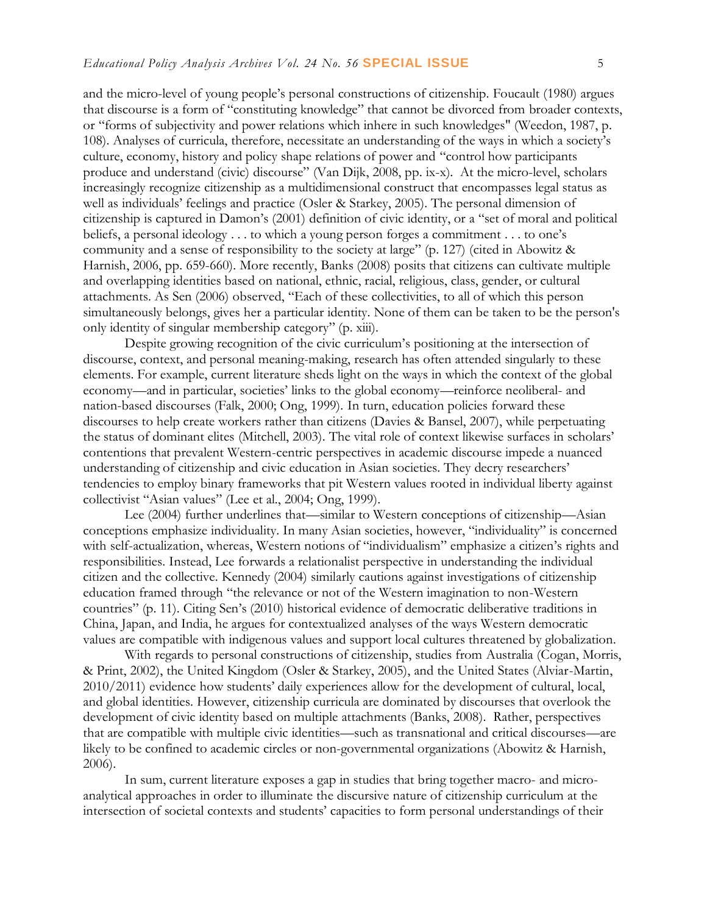and the micro-level of young people's personal constructions of citizenship. Foucault (1980) argues that discourse is a form of "constituting knowledge" that cannot be divorced from broader contexts, or "forms of subjectivity and power relations which inhere in such knowledges" (Weedon, 1987, p. 108). Analyses of curricula, therefore, necessitate an understanding of the ways in which a society's culture, economy, history and policy shape relations of power and "control how participants produce and understand (civic) discourse" (Van Dijk, 2008, pp. ix-x). At the micro-level, scholars increasingly recognize citizenship as a multidimensional construct that encompasses legal status as well as individuals' feelings and practice (Osler & Starkey, 2005). The personal dimension of citizenship is captured in Damon's (2001) definition of civic identity, or a "set of moral and political beliefs, a personal ideology . . . to which a young person forges a commitment . . . to one's community and a sense of responsibility to the society at large" (p. 127) (cited in Abowitz & Harnish, 2006, pp. 659-660). More recently, Banks (2008) posits that citizens can cultivate multiple and overlapping identities based on national, ethnic, racial, religious, class, gender, or cultural attachments. As Sen (2006) observed, "Each of these collectivities, to all of which this person simultaneously belongs, gives her a particular identity. None of them can be taken to be the person's only identity of singular membership category" (p. xiii).

Despite growing recognition of the civic curriculum's positioning at the intersection of discourse, context, and personal meaning-making, research has often attended singularly to these elements. For example, current literature sheds light on the ways in which the context of the global economy—and in particular, societies' links to the global economy—reinforce neoliberal- and nation-based discourses (Falk, 2000; Ong, 1999). In turn, education policies forward these discourses to help create workers rather than citizens (Davies & Bansel, 2007), while perpetuating the status of dominant elites (Mitchell, 2003). The vital role of context likewise surfaces in scholars' contentions that prevalent Western-centric perspectives in academic discourse impede a nuanced understanding of citizenship and civic education in Asian societies. They decry researchers' tendencies to employ binary frameworks that pit Western values rooted in individual liberty against collectivist "Asian values" (Lee et al., 2004; Ong, 1999).

Lee (2004) further underlines that—similar to Western conceptions of citizenship—Asian conceptions emphasize individuality. In many Asian societies, however, "individuality" is concerned with self-actualization, whereas, Western notions of "individualism" emphasize a citizen's rights and responsibilities. Instead, Lee forwards a relationalist perspective in understanding the individual citizen and the collective. Kennedy (2004) similarly cautions against investigations of citizenship education framed through "the relevance or not of the Western imagination to non-Western countries" (p. 11). Citing Sen's (2010) historical evidence of democratic deliberative traditions in China, Japan, and India, he argues for contextualized analyses of the ways Western democratic values are compatible with indigenous values and support local cultures threatened by globalization.

With regards to personal constructions of citizenship, studies from Australia (Cogan, Morris, & Print, 2002), the United Kingdom (Osler & Starkey, 2005), and the United States (Alviar-Martin, 2010/2011) evidence how students' daily experiences allow for the development of cultural, local, and global identities. However, citizenship curricula are dominated by discourses that overlook the development of civic identity based on multiple attachments (Banks, 2008). Rather, perspectives that are compatible with multiple civic identities—such as transnational and critical discourses—are likely to be confined to academic circles or non-governmental organizations (Abowitz & Harnish, 2006).

In sum, current literature exposes a gap in studies that bring together macro- and micro-analytical approaches in order to illuminate the discursive nature of citizenship curriculum at the intersection of societal contexts and students' capacities to form personal understandings of their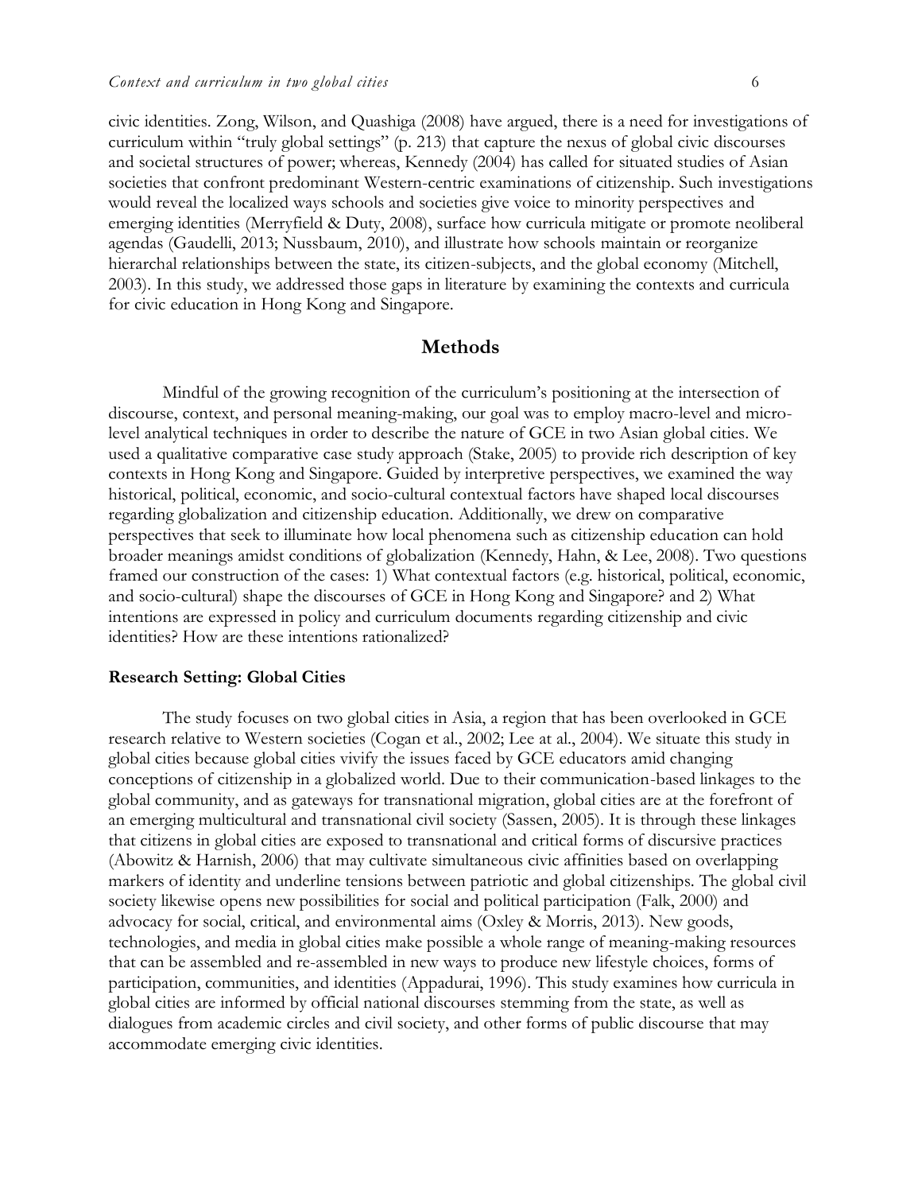civic identities. Zong, Wilson, and Quashiga (2008) have argued, there is a need for investigations of curriculum within "truly global settings" (p. 213) that capture the nexus of global civic discourses and societal structures of power; whereas, Kennedy (2004) has called for situated studies of Asian societies that confront predominant Western-centric examinations of citizenship. Such investigations would reveal the localized ways schools and societies give voice to minority perspectives and emerging identities (Merryfield & Duty, 2008), surface how curricula mitigate or promote neoliberal agendas (Gaudelli, 2013; Nussbaum, 2010), and illustrate how schools maintain or reorganize hierarchal relationships between the state, its citizen-subjects, and the global economy (Mitchell, 2003). In this study, we addressed those gaps in literature by examining the contexts and curricula for civic education in Hong Kong and Singapore.

## Methods

Mindful of the growing recognition of the curriculum's positioning at the intersection of discourse, context, and personal meaning-making, our goal was to employ macro-level and micro-level analytical techniques in order to describe the nature of GCE in two Asian global cities. We used a qualitative comparative case study approach (Stake, 2005) to provide rich description of key contexts in Hong Kong and Singapore. Guided by interpretive perspectives, we examined the way historical, political, economic, and socio-cultural contextual factors have shaped local discourses regarding globalization and citizenship education. Additionally, we drew on comparative perspectives that seek to illuminate how local phenomena such as citizenship education can hold broader meanings amidst conditions of globalization (Kennedy, Hahn, & Lee, 2008). Two questions framed our construction of the cases: 1) What contextual factors (e.g. historical, political, economic, and socio-cultural) shape the discourses of GCE in Hong Kong and Singapore? and 2) What intentions are expressed in policy and curriculum documents regarding citizenship and civic identities? How are these intentions rationalized?

### Research Setting: Global Cities

The study focuses on two global cities in Asia, a region that has been overlooked in GCE research relative to Western societies (Cogan et al., 2002; Lee at al., 2004). We situate this study in global cities because global cities vivify the issues faced by GCE educators amid changing conceptions of citizenship in a globalized world. Due to their communication-based linkages to the global community, and as gateways for transnational migration, global cities are at the forefront of an emerging multicultural and transnational civil society (Sassen, 2005). It is through these linkages that citizens in global cities are exposed to transnational and critical forms of discursive practices (Abowitz & Harnish, 2006) that may cultivate simultaneous civic affinities based on overlapping markers of identity and underline tensions between patriotic and global citizenships. The global civil society likewise opens new possibilities for social and political participation (Falk, 2000) and advocacy for social, critical, and environmental aims (Oxley & Morris, 2013). New goods, technologies, and media in global cities make possible a whole range of meaning-making resources that can be assembled and re-assembled in new ways to produce new lifestyle choices, forms of participation, communities, and identities (Appadurai, 1996). This study examines how curricula in global cities are informed by official national discourses stemming from the state, as well as dialogues from academic circles and civil society, and other forms of public discourse that may accommodate emerging civic identities.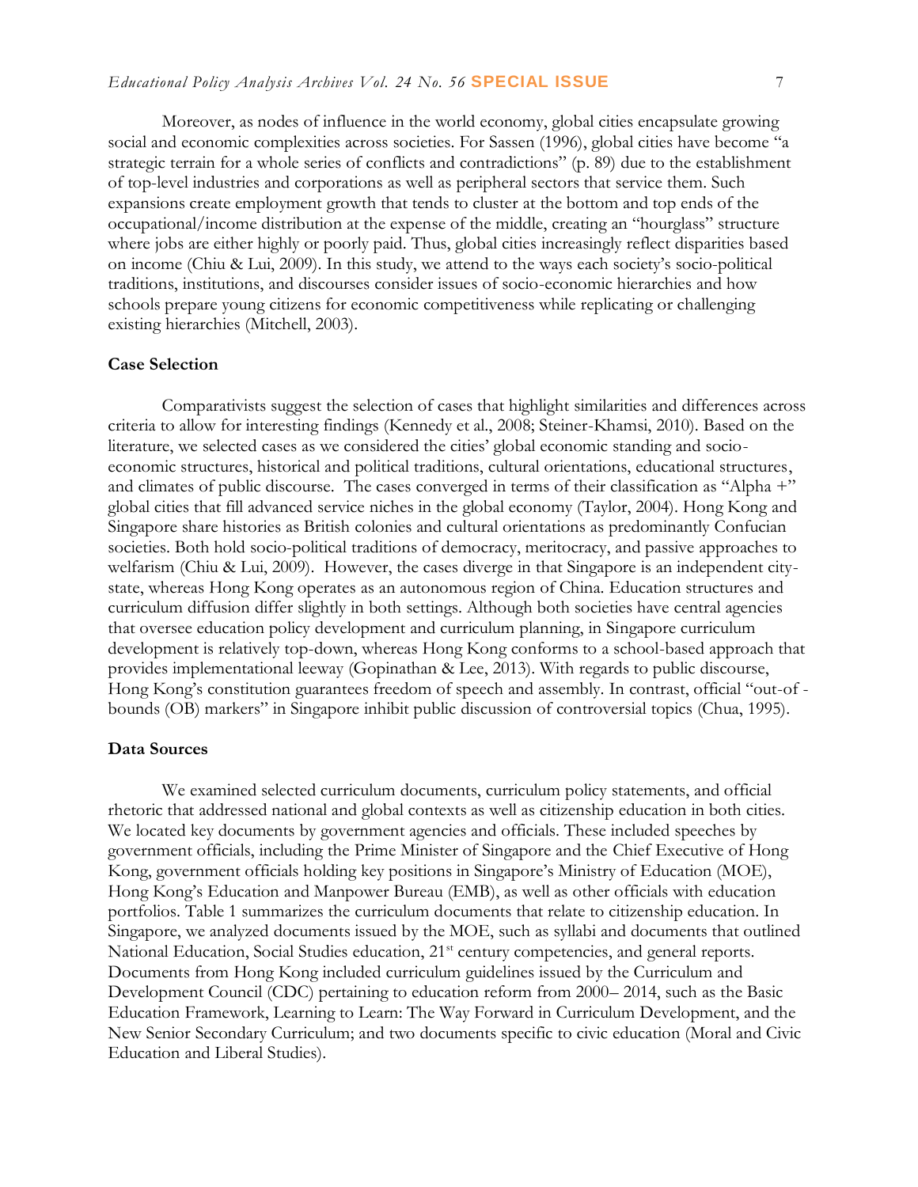Moreover, as nodes of influence in the world economy, global cities encapsulate growing social and economic complexities across societies. For Sassen (1996), global cities have become "a strategic terrain for a whole series of conflicts and contradictions" (p. 89) due to the establishment of top-level industries and corporations as well as peripheral sectors that service them. Such expansions create employment growth that tends to cluster at the bottom and top ends of the occupational/income distribution at the expense of the middle, creating an "hourglass" structure where jobs are either highly or poorly paid. Thus, global cities increasingly reflect disparities based on income (Chiu & Lui, 2009). In this study, we attend to the ways each society's socio-political traditions, institutions, and discourses consider issues of socio-economic hierarchies and how schools prepare young citizens for economic competitiveness while replicating or challenging existing hierarchies (Mitchell, 2003).

## Case Selection

Comparativists suggest the selection of cases that highlight similarities and differences across criteria to allow for interesting findings (Kennedy et al., 2008; Steiner-Khamsi, 2010). Based on the literature, we selected cases as we considered the cities' global economic standing and socio-economic structures, historical and political traditions, cultural orientations, educational structures, and climates of public discourse. The cases converged in terms of their classification as "Alpha +" global cities that fill advanced service niches in the global economy (Taylor, 2004). Hong Kong and Singapore share histories as British colonies and cultural orientations as predominantly Confucian societies. Both hold socio-political traditions of democracy, meritocracy, and passive approaches to welfarism (Chiu & Lui, 2009). However, the cases diverge in that Singapore is an independent city-state, whereas Hong Kong operates as an autonomous region of China. Education structures and curriculum diffusion differ slightly in both settings. Although both societies have central agencies that oversee education policy development and curriculum planning, in Singapore curriculum development is relatively top-down, whereas Hong Kong conforms to a school-based approach that provides implementational leeway (Gopinathan & Lee, 2013). With regards to public discourse, Hong Kong's constitution guarantees freedom of speech and assembly. In contrast, official "out-of - bounds (OB) markers" in Singapore inhibit public discussion of controversial topics (Chua, 1995).

## Data Sources

We examined selected curriculum documents, curriculum policy statements, and official rhetoric that addressed national and global contexts as well as citizenship education in both cities. We located key documents by government agencies and officials. These included speeches by government officials, including the Prime Minister of Singapore and the Chief Executive of Hong Kong, government officials holding key positions in Singapore's Ministry of Education (MOE), Hong Kong's Education and Manpower Bureau (EMB), as well as other officials with education portfolios. Table 1 summarizes the curriculum documents that relate to citizenship education. In Singapore, we analyzed documents issued by the MOE, such as syllabi and documents that outlined National Education, Social Studies education, 21st century competencies, and general reports. Documents from Hong Kong included curriculum guidelines issued by the Curriculum and Development Council (CDC) pertaining to education reform from 2000– 2014, such as the Basic Education Framework, Learning to Learn: The Way Forward in Curriculum Development, and the New Senior Secondary Curriculum; and two documents specific to civic education (Moral and Civic Education and Liberal Studies).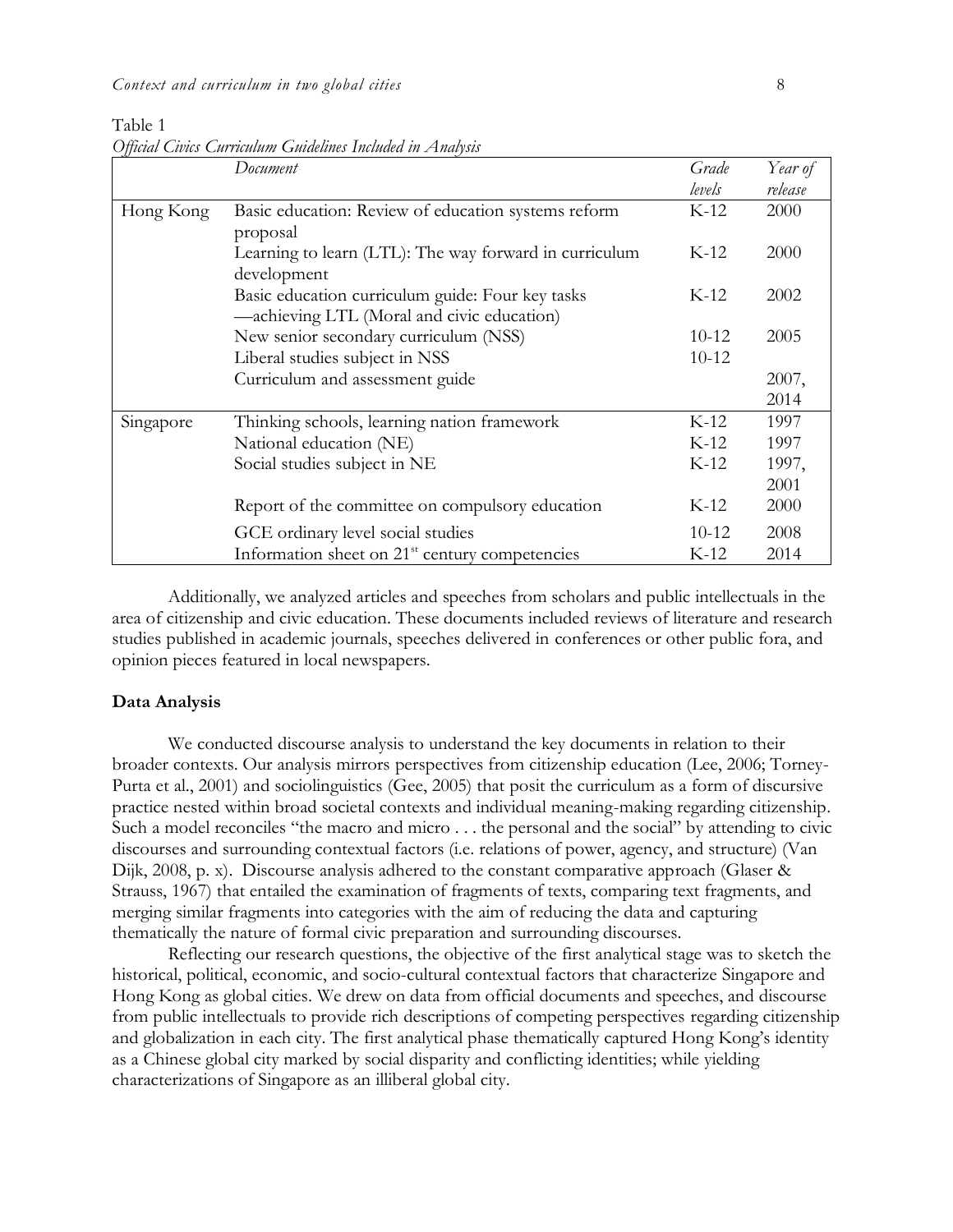Table 1
*Official Civics Curriculum Guidelines Included in Analysis*

| | *Document* | *Grade levels* | *Year of release* |
|---|---|---|---|
| Hong Kong | Basic education: Review of education systems reform proposal | K-12 | 2000 |
| | Learning to learn (LTL): The way forward in curriculum development | K-12 | 2000 |
| | Basic education curriculum guide: Four key tasks —achieving LTL (Moral and civic education) | K-12 | 2002 |
| | New senior secondary curriculum (NSS) | 10-12 | 2005 |
| | Liberal studies subject in NSS | 10-12 | |
| | Curriculum and assessment guide | | 2007, 2014 |
| Singapore | Thinking schools, learning nation framework | K-12 | 1997 |
| | National education (NE) | K-12 | 1997 |
| | Social studies subject in NE | K-12 | 1997, 2001 |
| | Report of the committee on compulsory education | K-12 | 2000 |
| | GCE ordinary level social studies | 10-12 | 2008 |
| | Information sheet on 21st century competencies | K-12 | 2014 |

Additionally, we analyzed articles and speeches from scholars and public intellectuals in the area of citizenship and civic education. These documents included reviews of literature and research studies published in academic journals, speeches delivered in conferences or other public fora, and opinion pieces featured in local newspapers.

**Data Analysis**

We conducted discourse analysis to understand the key documents in relation to their broader contexts. Our analysis mirrors perspectives from citizenship education (Lee, 2006; Torney-Purta et al., 2001) and sociolinguistics (Gee, 2005) that posit the curriculum as a form of discursive practice nested within broad societal contexts and individual meaning-making regarding citizenship. Such a model reconciles "the macro and micro . . . the personal and the social" by attending to civic discourses and surrounding contextual factors (i.e. relations of power, agency, and structure) (Van Dijk, 2008, p. x). Discourse analysis adhered to the constant comparative approach (Glaser & Strauss, 1967) that entailed the examination of fragments of texts, comparing text fragments, and merging similar fragments into categories with the aim of reducing the data and capturing thematically the nature of formal civic preparation and surrounding discourses.

Reflecting our research questions, the objective of the first analytical stage was to sketch the historical, political, economic, and socio-cultural contextual factors that characterize Singapore and Hong Kong as global cities. We drew on data from official documents and speeches, and discourse from public intellectuals to provide rich descriptions of competing perspectives regarding citizenship and globalization in each city. The first analytical phase thematically captured Hong Kong's identity as a Chinese global city marked by social disparity and conflicting identities; while yielding characterizations of Singapore as an illiberal global city.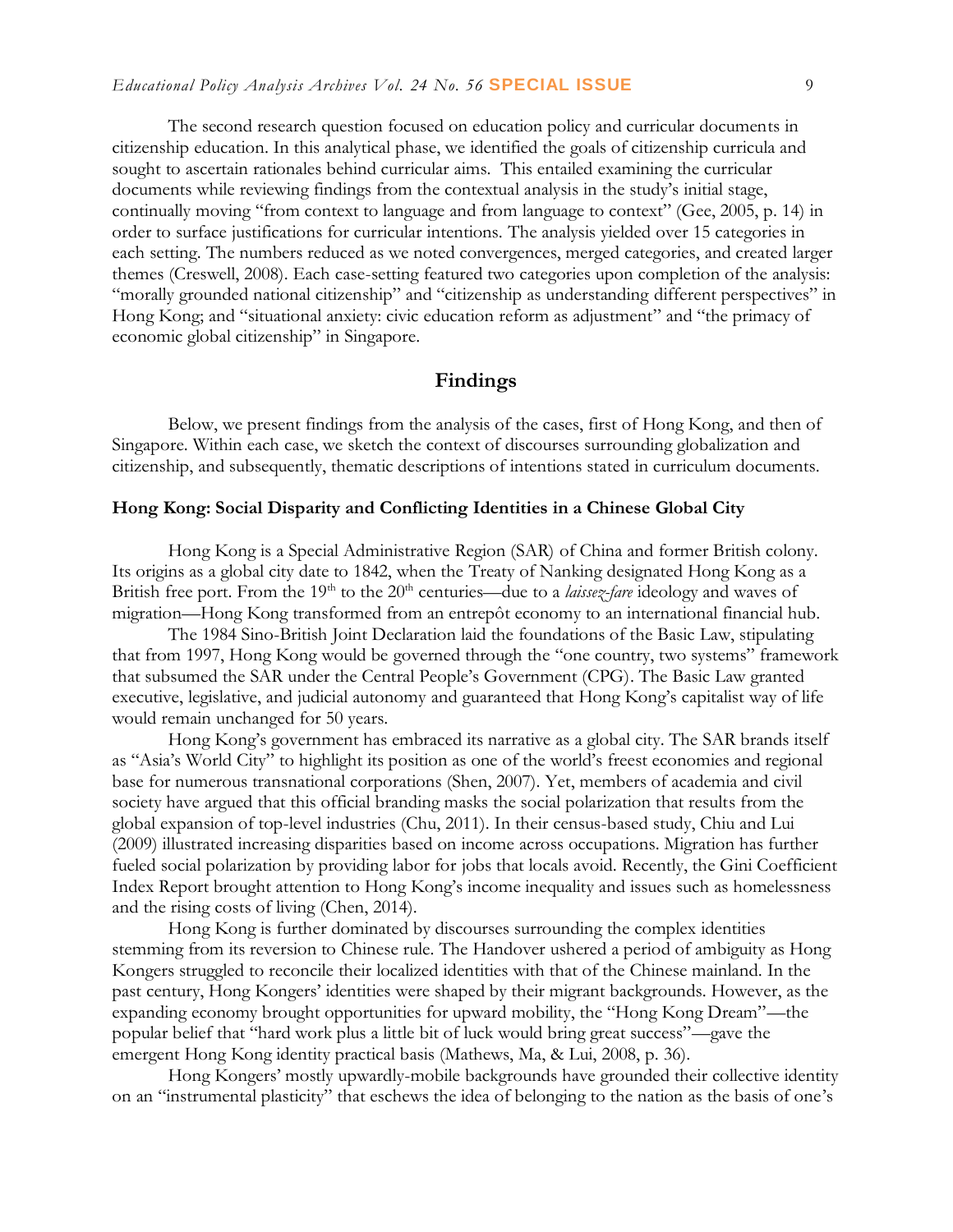The second research question focused on education policy and curricular documents in citizenship education. In this analytical phase, we identified the goals of citizenship curricula and sought to ascertain rationales behind curricular aims. This entailed examining the curricular documents while reviewing findings from the contextual analysis in the study's initial stage, continually moving "from context to language and from language to context" (Gee, 2005, p. 14) in order to surface justifications for curricular intentions. The analysis yielded over 15 categories in each setting. The numbers reduced as we noted convergences, merged categories, and created larger themes (Creswell, 2008). Each case-setting featured two categories upon completion of the analysis: "morally grounded national citizenship" and "citizenship as understanding different perspectives" in Hong Kong; and "situational anxiety: civic education reform as adjustment" and "the primacy of economic global citizenship" in Singapore.

## Findings

Below, we present findings from the analysis of the cases, first of Hong Kong, and then of Singapore. Within each case, we sketch the context of discourses surrounding globalization and citizenship, and subsequently, thematic descriptions of intentions stated in curriculum documents.

### Hong Kong: Social Disparity and Conflicting Identities in a Chinese Global City

Hong Kong is a Special Administrative Region (SAR) of China and former British colony. Its origins as a global city date to 1842, when the Treaty of Nanking designated Hong Kong as a British free port. From the 19th to the 20th centuries—due to a *laissez-fare* ideology and waves of migration—Hong Kong transformed from an entrepôt economy to an international financial hub.

The 1984 Sino-British Joint Declaration laid the foundations of the Basic Law, stipulating that from 1997, Hong Kong would be governed through the "one country, two systems" framework that subsumed the SAR under the Central People's Government (CPG). The Basic Law granted executive, legislative, and judicial autonomy and guaranteed that Hong Kong's capitalist way of life would remain unchanged for 50 years.

Hong Kong's government has embraced its narrative as a global city. The SAR brands itself as "Asia's World City" to highlight its position as one of the world's freest economies and regional base for numerous transnational corporations (Shen, 2007). Yet, members of academia and civil society have argued that this official branding masks the social polarization that results from the global expansion of top-level industries (Chu, 2011). In their census-based study, Chiu and Lui (2009) illustrated increasing disparities based on income across occupations. Migration has further fueled social polarization by providing labor for jobs that locals avoid. Recently, the Gini Coefficient Index Report brought attention to Hong Kong's income inequality and issues such as homelessness and the rising costs of living (Chen, 2014).

Hong Kong is further dominated by discourses surrounding the complex identities stemming from its reversion to Chinese rule. The Handover ushered a period of ambiguity as Hong Kongers struggled to reconcile their localized identities with that of the Chinese mainland. In the past century, Hong Kongers' identities were shaped by their migrant backgrounds. However, as the expanding economy brought opportunities for upward mobility, the "Hong Kong Dream"—the popular belief that "hard work plus a little bit of luck would bring great success"—gave the emergent Hong Kong identity practical basis (Mathews, Ma, & Lui, 2008, p. 36).

Hong Kongers' mostly upwardly-mobile backgrounds have grounded their collective identity on an "instrumental plasticity" that eschews the idea of belonging to the nation as the basis of one's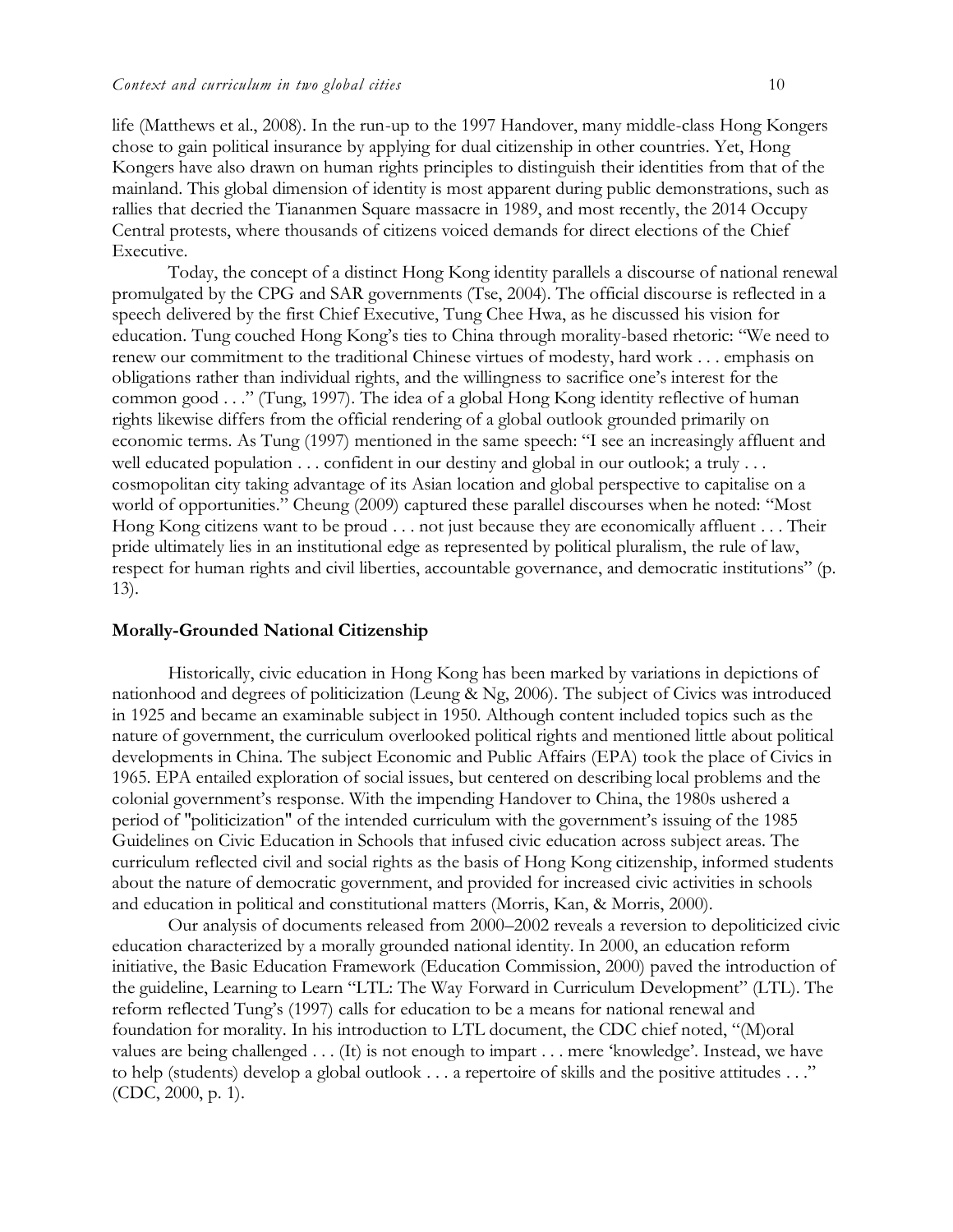life (Matthews et al., 2008). In the run-up to the 1997 Handover, many middle-class Hong Kongers chose to gain political insurance by applying for dual citizenship in other countries. Yet, Hong Kongers have also drawn on human rights principles to distinguish their identities from that of the mainland. This global dimension of identity is most apparent during public demonstrations, such as rallies that decried the Tiananmen Square massacre in 1989, and most recently, the 2014 Occupy Central protests, where thousands of citizens voiced demands for direct elections of the Chief Executive.

Today, the concept of a distinct Hong Kong identity parallels a discourse of national renewal promulgated by the CPG and SAR governments (Tse, 2004). The official discourse is reflected in a speech delivered by the first Chief Executive, Tung Chee Hwa, as he discussed his vision for education. Tung couched Hong Kong's ties to China through morality-based rhetoric: "We need to renew our commitment to the traditional Chinese virtues of modesty, hard work . . . emphasis on obligations rather than individual rights, and the willingness to sacrifice one's interest for the common good . . ." (Tung, 1997). The idea of a global Hong Kong identity reflective of human rights likewise differs from the official rendering of a global outlook grounded primarily on economic terms. As Tung (1997) mentioned in the same speech: "I see an increasingly affluent and well educated population . . . confident in our destiny and global in our outlook; a truly . . . cosmopolitan city taking advantage of its Asian location and global perspective to capitalise on a world of opportunities." Cheung (2009) captured these parallel discourses when he noted: "Most Hong Kong citizens want to be proud . . . not just because they are economically affluent . . . Their pride ultimately lies in an institutional edge as represented by political pluralism, the rule of law, respect for human rights and civil liberties, accountable governance, and democratic institutions" (p. 13).

### Morally-Grounded National Citizenship

Historically, civic education in Hong Kong has been marked by variations in depictions of nationhood and degrees of politicization (Leung & Ng, 2006). The subject of Civics was introduced in 1925 and became an examinable subject in 1950. Although content included topics such as the nature of government, the curriculum overlooked political rights and mentioned little about political developments in China. The subject Economic and Public Affairs (EPA) took the place of Civics in 1965. EPA entailed exploration of social issues, but centered on describing local problems and the colonial government's response. With the impending Handover to China, the 1980s ushered a period of "politicization" of the intended curriculum with the government's issuing of the 1985 Guidelines on Civic Education in Schools that infused civic education across subject areas. The curriculum reflected civil and social rights as the basis of Hong Kong citizenship, informed students about the nature of democratic government, and provided for increased civic activities in schools and education in political and constitutional matters (Morris, Kan, & Morris, 2000).

Our analysis of documents released from 2000–2002 reveals a reversion to depoliticized civic education characterized by a morally grounded national identity. In 2000, an education reform initiative, the Basic Education Framework (Education Commission, 2000) paved the introduction of the guideline, Learning to Learn "LTL: The Way Forward in Curriculum Development" (LTL). The reform reflected Tung's (1997) calls for education to be a means for national renewal and foundation for morality. In his introduction to LTL document, the CDC chief noted, "(M)oral values are being challenged . . . (It) is not enough to impart . . . mere 'knowledge'. Instead, we have to help (students) develop a global outlook . . . a repertoire of skills and the positive attitudes . . ." (CDC, 2000, p. 1).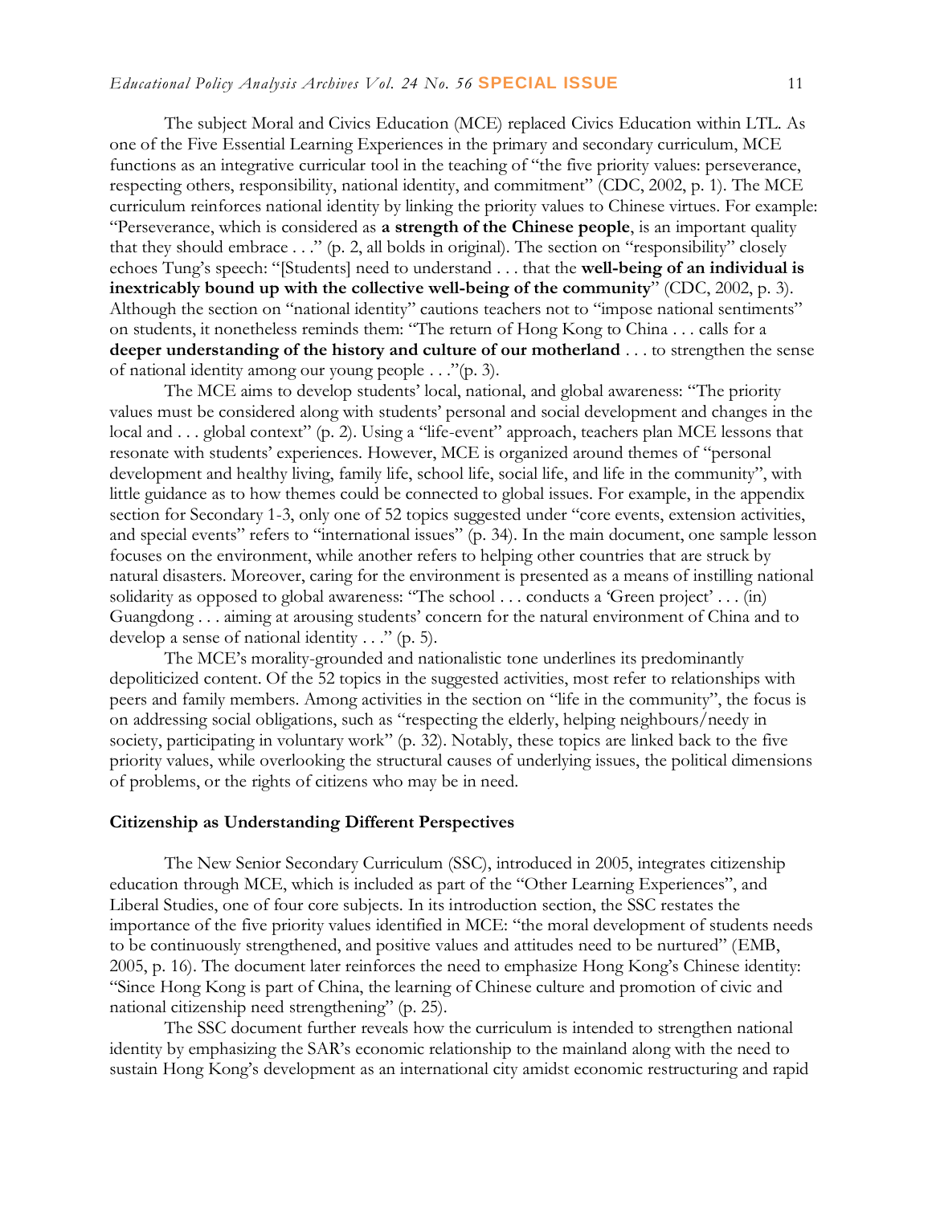The subject Moral and Civics Education (MCE) replaced Civics Education within LTL. As one of the Five Essential Learning Experiences in the primary and secondary curriculum, MCE functions as an integrative curricular tool in the teaching of "the five priority values: perseverance, respecting others, responsibility, national identity, and commitment" (CDC, 2002, p. 1). The MCE curriculum reinforces national identity by linking the priority values to Chinese virtues. For example: "Perseverance, which is considered as **a strength of the Chinese people**, is an important quality that they should embrace . . ." (p. 2, all bolds in original). The section on "responsibility" closely echoes Tung's speech: "[Students] need to understand . . . that the **well-being of an individual is inextricably bound up with the collective well-being of the community**" (CDC, 2002, p. 3). Although the section on "national identity" cautions teachers not to "impose national sentiments" on students, it nonetheless reminds them: "The return of Hong Kong to China . . . calls for a **deeper understanding of the history and culture of our motherland** . . . to strengthen the sense of national identity among our young people . . ."(p. 3).

The MCE aims to develop students' local, national, and global awareness: "The priority values must be considered along with students' personal and social development and changes in the local and . . . global context" (p. 2). Using a "life-event" approach, teachers plan MCE lessons that resonate with students' experiences. However, MCE is organized around themes of "personal development and healthy living, family life, school life, social life, and life in the community", with little guidance as to how themes could be connected to global issues. For example, in the appendix section for Secondary 1-3, only one of 52 topics suggested under "core events, extension activities, and special events" refers to "international issues" (p. 34). In the main document, one sample lesson focuses on the environment, while another refers to helping other countries that are struck by natural disasters. Moreover, caring for the environment is presented as a means of instilling national solidarity as opposed to global awareness: "The school . . . conducts a 'Green project' . . . (in) Guangdong . . . aiming at arousing students' concern for the natural environment of China and to develop a sense of national identity . . ." (p. 5).

The MCE's morality-grounded and nationalistic tone underlines its predominantly depoliticized content. Of the 52 topics in the suggested activities, most refer to relationships with peers and family members. Among activities in the section on "life in the community", the focus is on addressing social obligations, such as "respecting the elderly, helping neighbours/needy in society, participating in voluntary work" (p. 32). Notably, these topics are linked back to the five priority values, while overlooking the structural causes of underlying issues, the political dimensions of problems, or the rights of citizens who may be in need.

### Citizenship as Understanding Different Perspectives

The New Senior Secondary Curriculum (SSC), introduced in 2005, integrates citizenship education through MCE, which is included as part of the "Other Learning Experiences", and Liberal Studies, one of four core subjects. In its introduction section, the SSC restates the importance of the five priority values identified in MCE: "the moral development of students needs to be continuously strengthened, and positive values and attitudes need to be nurtured" (EMB, 2005, p. 16). The document later reinforces the need to emphasize Hong Kong's Chinese identity: "Since Hong Kong is part of China, the learning of Chinese culture and promotion of civic and national citizenship need strengthening" (p. 25).

The SSC document further reveals how the curriculum is intended to strengthen national identity by emphasizing the SAR's economic relationship to the mainland along with the need to sustain Hong Kong's development as an international city amidst economic restructuring and rapid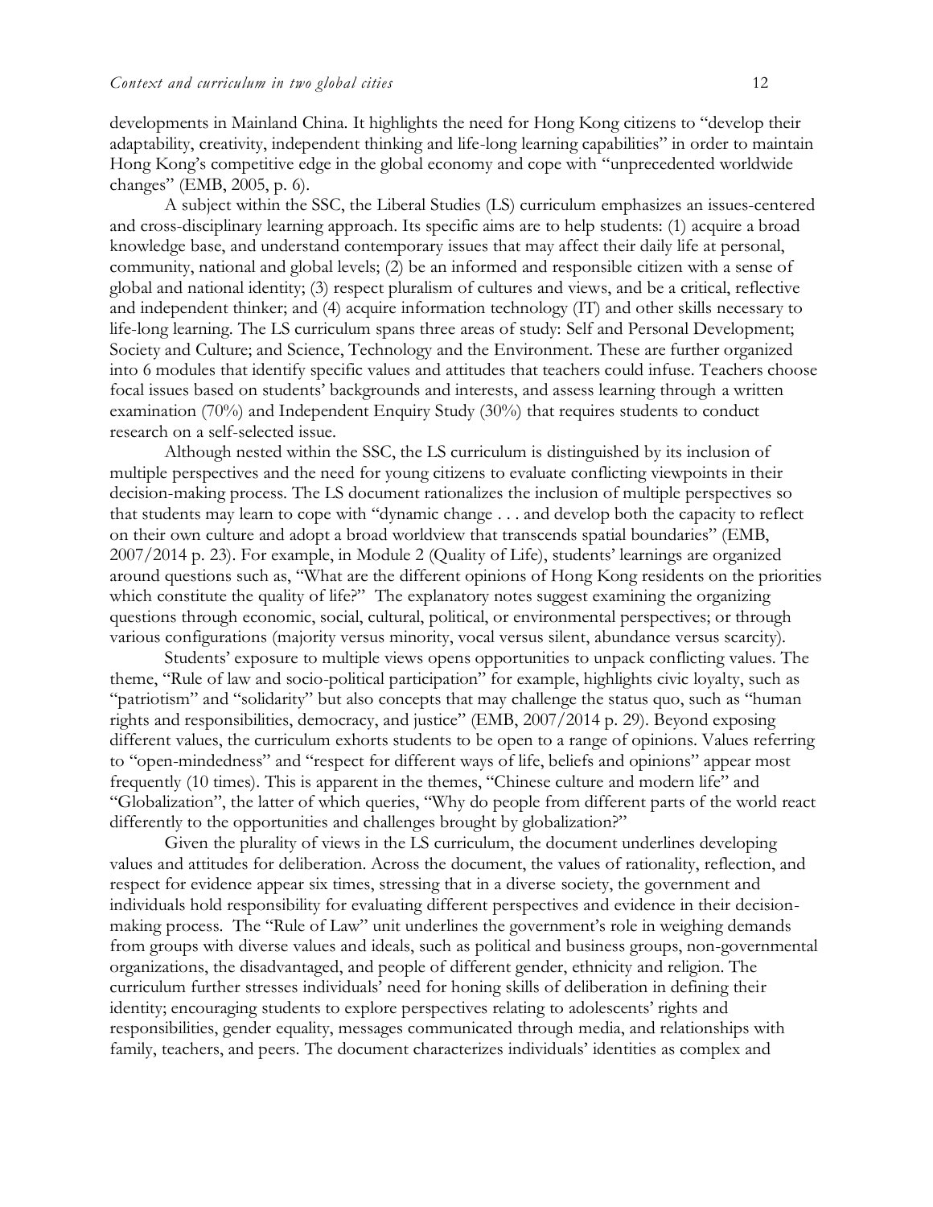developments in Mainland China. It highlights the need for Hong Kong citizens to "develop their adaptability, creativity, independent thinking and life-long learning capabilities" in order to maintain Hong Kong's competitive edge in the global economy and cope with "unprecedented worldwide changes" (EMB, 2005, p. 6).

A subject within the SSC, the Liberal Studies (LS) curriculum emphasizes an issues-centered and cross-disciplinary learning approach. Its specific aims are to help students: (1) acquire a broad knowledge base, and understand contemporary issues that may affect their daily life at personal, community, national and global levels; (2) be an informed and responsible citizen with a sense of global and national identity; (3) respect pluralism of cultures and views, and be a critical, reflective and independent thinker; and (4) acquire information technology (IT) and other skills necessary to life-long learning. The LS curriculum spans three areas of study: Self and Personal Development; Society and Culture; and Science, Technology and the Environment. These are further organized into 6 modules that identify specific values and attitudes that teachers could infuse. Teachers choose focal issues based on students' backgrounds and interests, and assess learning through a written examination (70%) and Independent Enquiry Study (30%) that requires students to conduct research on a self-selected issue.

Although nested within the SSC, the LS curriculum is distinguished by its inclusion of multiple perspectives and the need for young citizens to evaluate conflicting viewpoints in their decision-making process. The LS document rationalizes the inclusion of multiple perspectives so that students may learn to cope with "dynamic change . . . and develop both the capacity to reflect on their own culture and adopt a broad worldview that transcends spatial boundaries" (EMB, 2007/2014 p. 23). For example, in Module 2 (Quality of Life), students' learnings are organized around questions such as, "What are the different opinions of Hong Kong residents on the priorities which constitute the quality of life?" The explanatory notes suggest examining the organizing questions through economic, social, cultural, political, or environmental perspectives; or through various configurations (majority versus minority, vocal versus silent, abundance versus scarcity).

Students' exposure to multiple views opens opportunities to unpack conflicting values. The theme, "Rule of law and socio-political participation" for example, highlights civic loyalty, such as "patriotism" and "solidarity" but also concepts that may challenge the status quo, such as "human rights and responsibilities, democracy, and justice" (EMB, 2007/2014 p. 29). Beyond exposing different values, the curriculum exhorts students to be open to a range of opinions. Values referring to "open-mindedness" and "respect for different ways of life, beliefs and opinions" appear most frequently (10 times). This is apparent in the themes, "Chinese culture and modern life" and "Globalization", the latter of which queries, "Why do people from different parts of the world react differently to the opportunities and challenges brought by globalization?"

Given the plurality of views in the LS curriculum, the document underlines developing values and attitudes for deliberation. Across the document, the values of rationality, reflection, and respect for evidence appear six times, stressing that in a diverse society, the government and individuals hold responsibility for evaluating different perspectives and evidence in their decision-making process. The "Rule of Law" unit underlines the government's role in weighing demands from groups with diverse values and ideals, such as political and business groups, non-governmental organizations, the disadvantaged, and people of different gender, ethnicity and religion. The curriculum further stresses individuals' need for honing skills of deliberation in defining their identity; encouraging students to explore perspectives relating to adolescents' rights and responsibilities, gender equality, messages communicated through media, and relationships with family, teachers, and peers. The document characterizes individuals' identities as complex and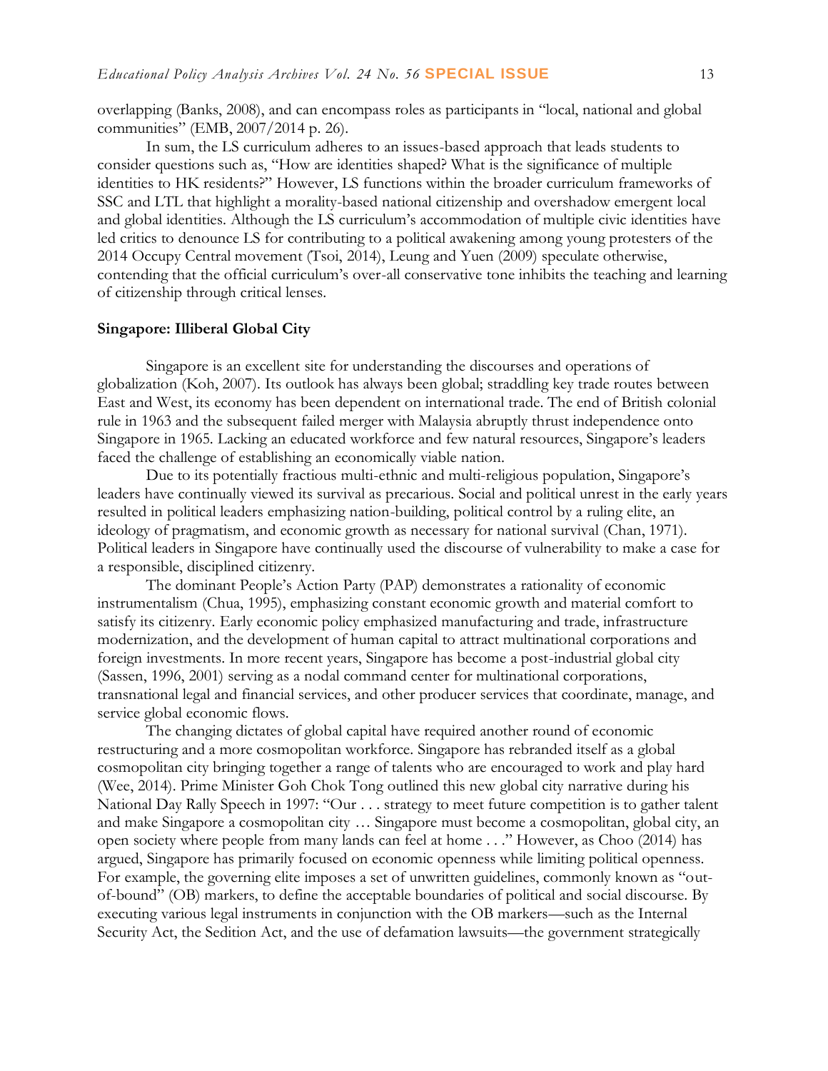overlapping (Banks, 2008), and can encompass roles as participants in "local, national and global communities" (EMB, 2007/2014 p. 26).

In sum, the LS curriculum adheres to an issues-based approach that leads students to consider questions such as, "How are identities shaped? What is the significance of multiple identities to HK residents?" However, LS functions within the broader curriculum frameworks of SSC and LTL that highlight a morality-based national citizenship and overshadow emergent local and global identities. Although the LS curriculum's accommodation of multiple civic identities have led critics to denounce LS for contributing to a political awakening among young protesters of the 2014 Occupy Central movement (Tsoi, 2014), Leung and Yuen (2009) speculate otherwise, contending that the official curriculum's over-all conservative tone inhibits the teaching and learning of citizenship through critical lenses.

### Singapore: Illiberal Global City

Singapore is an excellent site for understanding the discourses and operations of globalization (Koh, 2007). Its outlook has always been global; straddling key trade routes between East and West, its economy has been dependent on international trade. The end of British colonial rule in 1963 and the subsequent failed merger with Malaysia abruptly thrust independence onto Singapore in 1965. Lacking an educated workforce and few natural resources, Singapore's leaders faced the challenge of establishing an economically viable nation.

Due to its potentially fractious multi-ethnic and multi-religious population, Singapore's leaders have continually viewed its survival as precarious. Social and political unrest in the early years resulted in political leaders emphasizing nation-building, political control by a ruling elite, an ideology of pragmatism, and economic growth as necessary for national survival (Chan, 1971). Political leaders in Singapore have continually used the discourse of vulnerability to make a case for a responsible, disciplined citizenry.

The dominant People's Action Party (PAP) demonstrates a rationality of economic instrumentalism (Chua, 1995), emphasizing constant economic growth and material comfort to satisfy its citizenry. Early economic policy emphasized manufacturing and trade, infrastructure modernization, and the development of human capital to attract multinational corporations and foreign investments. In more recent years, Singapore has become a post-industrial global city (Sassen, 1996, 2001) serving as a nodal command center for multinational corporations, transnational legal and financial services, and other producer services that coordinate, manage, and service global economic flows.

The changing dictates of global capital have required another round of economic restructuring and a more cosmopolitan workforce. Singapore has rebranded itself as a global cosmopolitan city bringing together a range of talents who are encouraged to work and play hard (Wee, 2014). Prime Minister Goh Chok Tong outlined this new global city narrative during his National Day Rally Speech in 1997: "Our . . . strategy to meet future competition is to gather talent and make Singapore a cosmopolitan city … Singapore must become a cosmopolitan, global city, an open society where people from many lands can feel at home . . ." However, as Choo (2014) has argued, Singapore has primarily focused on economic openness while limiting political openness. For example, the governing elite imposes a set of unwritten guidelines, commonly known as "out-of-bound" (OB) markers, to define the acceptable boundaries of political and social discourse. By executing various legal instruments in conjunction with the OB markers—such as the Internal Security Act, the Sedition Act, and the use of defamation lawsuits—the government strategically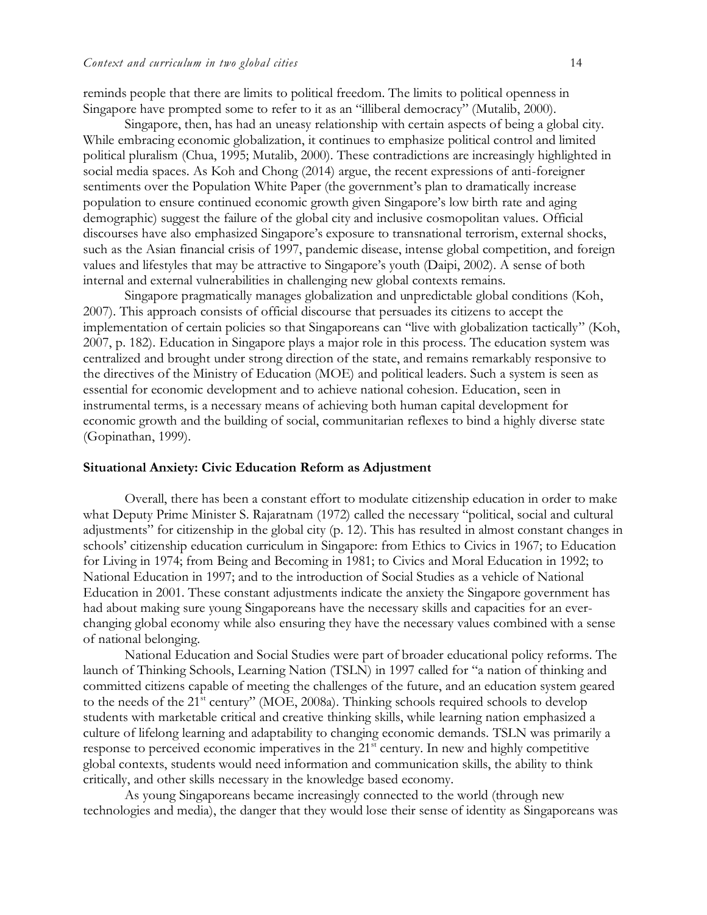reminds people that there are limits to political freedom. The limits to political openness in Singapore have prompted some to refer to it as an "illiberal democracy" (Mutalib, 2000).

Singapore, then, has had an uneasy relationship with certain aspects of being a global city. While embracing economic globalization, it continues to emphasize political control and limited political pluralism (Chua, 1995; Mutalib, 2000). These contradictions are increasingly highlighted in social media spaces. As Koh and Chong (2014) argue, the recent expressions of anti-foreigner sentiments over the Population White Paper (the government's plan to dramatically increase population to ensure continued economic growth given Singapore's low birth rate and aging demographic) suggest the failure of the global city and inclusive cosmopolitan values. Official discourses have also emphasized Singapore's exposure to transnational terrorism, external shocks, such as the Asian financial crisis of 1997, pandemic disease, intense global competition, and foreign values and lifestyles that may be attractive to Singapore's youth (Daipi, 2002). A sense of both internal and external vulnerabilities in challenging new global contexts remains.

Singapore pragmatically manages globalization and unpredictable global conditions (Koh, 2007). This approach consists of official discourse that persuades its citizens to accept the implementation of certain policies so that Singaporeans can "live with globalization tactically" (Koh, 2007, p. 182). Education in Singapore plays a major role in this process. The education system was centralized and brought under strong direction of the state, and remains remarkably responsive to the directives of the Ministry of Education (MOE) and political leaders. Such a system is seen as essential for economic development and to achieve national cohesion. Education, seen in instrumental terms, is a necessary means of achieving both human capital development for economic growth and the building of social, communitarian reflexes to bind a highly diverse state (Gopinathan, 1999).

## Situational Anxiety: Civic Education Reform as Adjustment

Overall, there has been a constant effort to modulate citizenship education in order to make what Deputy Prime Minister S. Rajaratnam (1972) called the necessary "political, social and cultural adjustments" for citizenship in the global city (p. 12). This has resulted in almost constant changes in schools' citizenship education curriculum in Singapore: from Ethics to Civics in 1967; to Education for Living in 1974; from Being and Becoming in 1981; to Civics and Moral Education in 1992; to National Education in 1997; and to the introduction of Social Studies as a vehicle of National Education in 2001. These constant adjustments indicate the anxiety the Singapore government has had about making sure young Singaporeans have the necessary skills and capacities for an ever-changing global economy while also ensuring they have the necessary values combined with a sense of national belonging.

National Education and Social Studies were part of broader educational policy reforms. The launch of Thinking Schools, Learning Nation (TSLN) in 1997 called for "a nation of thinking and committed citizens capable of meeting the challenges of the future, and an education system geared to the needs of the 21st century" (MOE, 2008a). Thinking schools required schools to develop students with marketable critical and creative thinking skills, while learning nation emphasized a culture of lifelong learning and adaptability to changing economic demands. TSLN was primarily a response to perceived economic imperatives in the 21st century. In new and highly competitive global contexts, students would need information and communication skills, the ability to think critically, and other skills necessary in the knowledge based economy.

As young Singaporeans became increasingly connected to the world (through new technologies and media), the danger that they would lose their sense of identity as Singaporeans was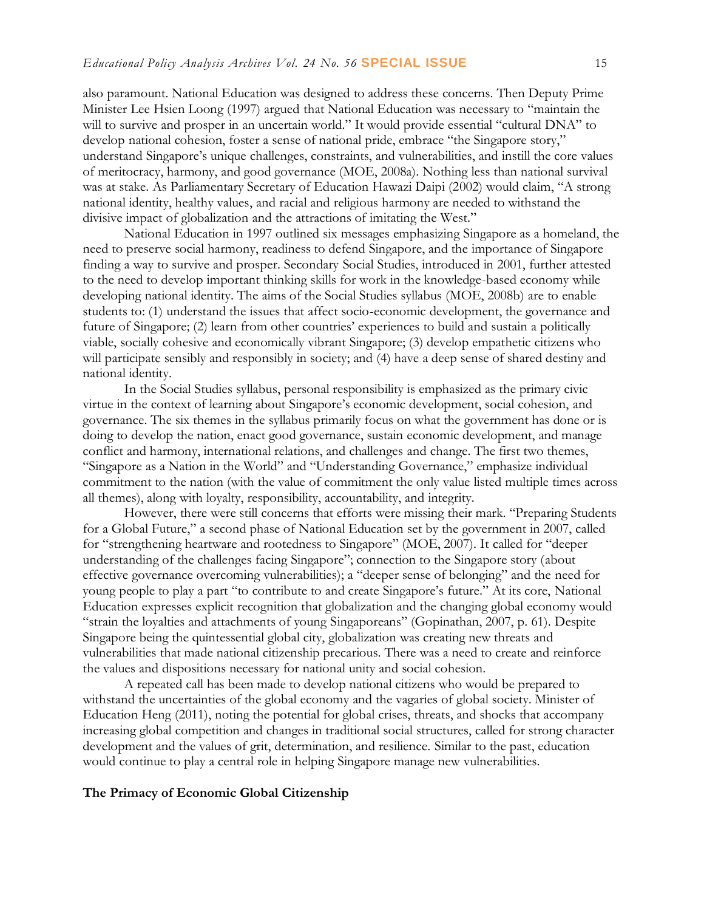also paramount. National Education was designed to address these concerns. Then Deputy Prime Minister Lee Hsien Loong (1997) argued that National Education was necessary to "maintain the will to survive and prosper in an uncertain world." It would provide essential "cultural DNA" to develop national cohesion, foster a sense of national pride, embrace "the Singapore story," understand Singapore's unique challenges, constraints, and vulnerabilities, and instill the core values of meritocracy, harmony, and good governance (MOE, 2008a). Nothing less than national survival was at stake. As Parliamentary Secretary of Education Hawazi Daipi (2002) would claim, "A strong national identity, healthy values, and racial and religious harmony are needed to withstand the divisive impact of globalization and the attractions of imitating the West."

National Education in 1997 outlined six messages emphasizing Singapore as a homeland, the need to preserve social harmony, readiness to defend Singapore, and the importance of Singapore finding a way to survive and prosper. Secondary Social Studies, introduced in 2001, further attested to the need to develop important thinking skills for work in the knowledge-based economy while developing national identity. The aims of the Social Studies syllabus (MOE, 2008b) are to enable students to: (1) understand the issues that affect socio-economic development, the governance and future of Singapore; (2) learn from other countries' experiences to build and sustain a politically viable, socially cohesive and economically vibrant Singapore; (3) develop empathetic citizens who will participate sensibly and responsibly in society; and (4) have a deep sense of shared destiny and national identity.

In the Social Studies syllabus, personal responsibility is emphasized as the primary civic virtue in the context of learning about Singapore's economic development, social cohesion, and governance. The six themes in the syllabus primarily focus on what the government has done or is doing to develop the nation, enact good governance, sustain economic development, and manage conflict and harmony, international relations, and challenges and change. The first two themes, "Singapore as a Nation in the World" and "Understanding Governance," emphasize individual commitment to the nation (with the value of commitment the only value listed multiple times across all themes), along with loyalty, responsibility, accountability, and integrity.

However, there were still concerns that efforts were missing their mark. "Preparing Students for a Global Future," a second phase of National Education set by the government in 2007, called for "strengthening heartware and rootedness to Singapore" (MOE, 2007). It called for "deeper understanding of the challenges facing Singapore"; connection to the Singapore story (about effective governance overcoming vulnerabilities); a "deeper sense of belonging" and the need for young people to play a part "to contribute to and create Singapore's future." At its core, National Education expresses explicit recognition that globalization and the changing global economy would "strain the loyalties and attachments of young Singaporeans" (Gopinathan, 2007, p. 61). Despite Singapore being the quintessential global city, globalization was creating new threats and vulnerabilities that made national citizenship precarious. There was a need to create and reinforce the values and dispositions necessary for national unity and social cohesion.

A repeated call has been made to develop national citizens who would be prepared to withstand the uncertainties of the global economy and the vagaries of global society. Minister of Education Heng (2011), noting the potential for global crises, threats, and shocks that accompany increasing global competition and changes in traditional social structures, called for strong character development and the values of grit, determination, and resilience. Similar to the past, education would continue to play a central role in helping Singapore manage new vulnerabilities.

**The Primacy of Economic Global Citizenship**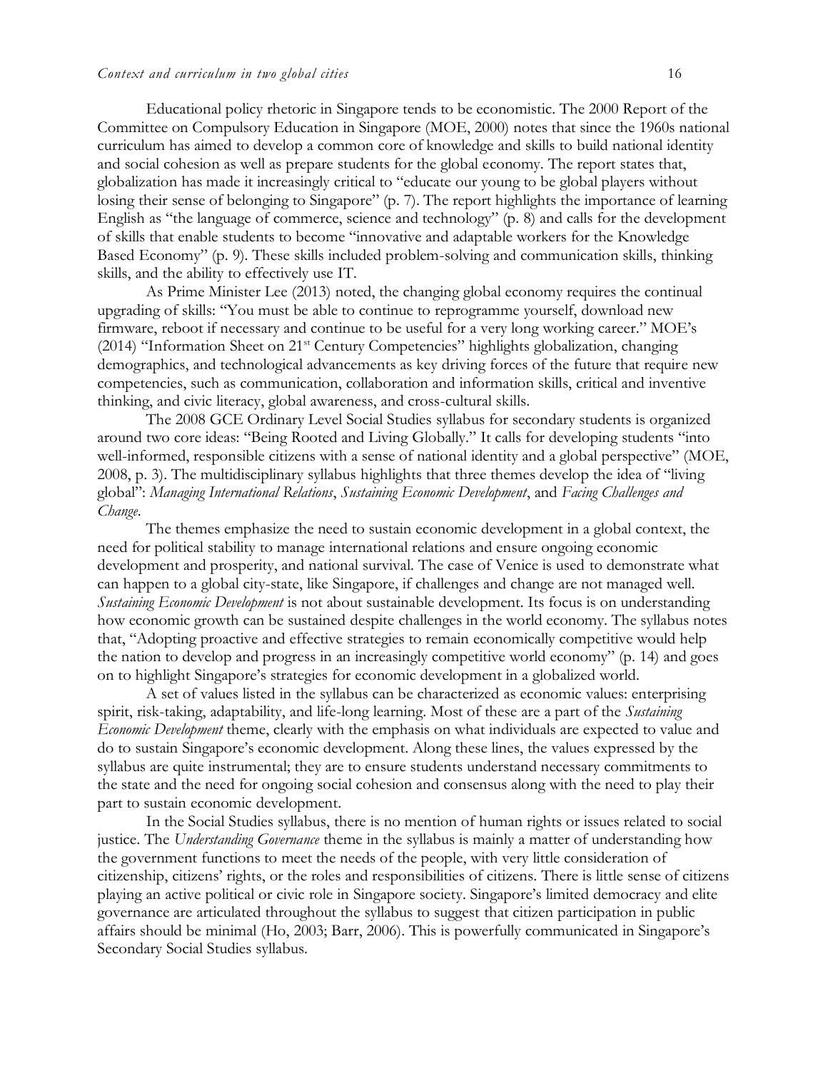Educational policy rhetoric in Singapore tends to be economistic. The 2000 Report of the Committee on Compulsory Education in Singapore (MOE, 2000) notes that since the 1960s national curriculum has aimed to develop a common core of knowledge and skills to build national identity and social cohesion as well as prepare students for the global economy. The report states that, globalization has made it increasingly critical to "educate our young to be global players without losing their sense of belonging to Singapore" (p. 7). The report highlights the importance of learning English as "the language of commerce, science and technology" (p. 8) and calls for the development of skills that enable students to become "innovative and adaptable workers for the Knowledge Based Economy" (p. 9). These skills included problem-solving and communication skills, thinking skills, and the ability to effectively use IT.

As Prime Minister Lee (2013) noted, the changing global economy requires the continual upgrading of skills: "You must be able to continue to reprogramme yourself, download new firmware, reboot if necessary and continue to be useful for a very long working career." MOE's (2014) "Information Sheet on 21st Century Competencies" highlights globalization, changing demographics, and technological advancements as key driving forces of the future that require new competencies, such as communication, collaboration and information skills, critical and inventive thinking, and civic literacy, global awareness, and cross-cultural skills.

The 2008 GCE Ordinary Level Social Studies syllabus for secondary students is organized around two core ideas: "Being Rooted and Living Globally." It calls for developing students "into well-informed, responsible citizens with a sense of national identity and a global perspective" (MOE, 2008, p. 3). The multidisciplinary syllabus highlights that three themes develop the idea of "living global": *Managing International Relations*, *Sustaining Economic Development*, and *Facing Challenges and Change*.

The themes emphasize the need to sustain economic development in a global context, the need for political stability to manage international relations and ensure ongoing economic development and prosperity, and national survival. The case of Venice is used to demonstrate what can happen to a global city-state, like Singapore, if challenges and change are not managed well. *Sustaining Economic Development* is not about sustainable development. Its focus is on understanding how economic growth can be sustained despite challenges in the world economy. The syllabus notes that, "Adopting proactive and effective strategies to remain economically competitive would help the nation to develop and progress in an increasingly competitive world economy" (p. 14) and goes on to highlight Singapore's strategies for economic development in a globalized world.

A set of values listed in the syllabus can be characterized as economic values: enterprising spirit, risk-taking, adaptability, and life-long learning. Most of these are a part of the *Sustaining Economic Development* theme, clearly with the emphasis on what individuals are expected to value and do to sustain Singapore's economic development. Along these lines, the values expressed by the syllabus are quite instrumental; they are to ensure students understand necessary commitments to the state and the need for ongoing social cohesion and consensus along with the need to play their part to sustain economic development.

In the Social Studies syllabus, there is no mention of human rights or issues related to social justice. The *Understanding Governance* theme in the syllabus is mainly a matter of understanding how the government functions to meet the needs of the people, with very little consideration of citizenship, citizens' rights, or the roles and responsibilities of citizens. There is little sense of citizens playing an active political or civic role in Singapore society. Singapore's limited democracy and elite governance are articulated throughout the syllabus to suggest that citizen participation in public affairs should be minimal (Ho, 2003; Barr, 2006). This is powerfully communicated in Singapore's Secondary Social Studies syllabus.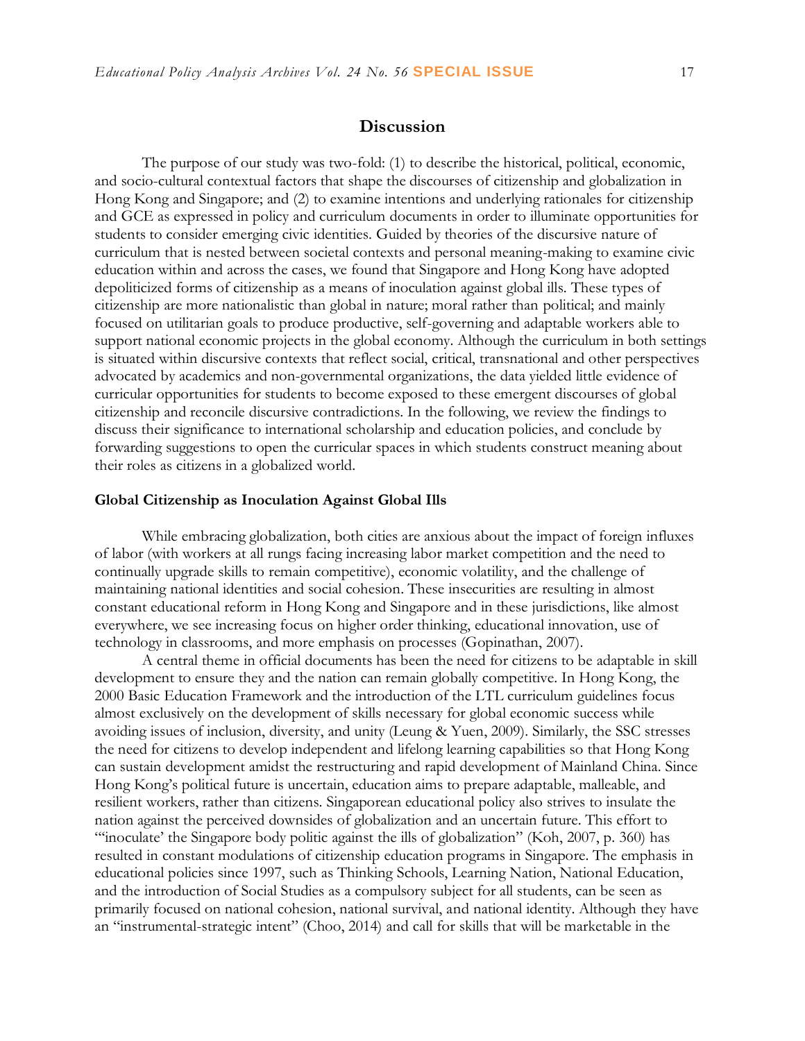## Discussion

The purpose of our study was two-fold: (1) to describe the historical, political, economic, and socio-cultural contextual factors that shape the discourses of citizenship and globalization in Hong Kong and Singapore; and (2) to examine intentions and underlying rationales for citizenship and GCE as expressed in policy and curriculum documents in order to illuminate opportunities for students to consider emerging civic identities. Guided by theories of the discursive nature of curriculum that is nested between societal contexts and personal meaning-making to examine civic education within and across the cases, we found that Singapore and Hong Kong have adopted depoliticized forms of citizenship as a means of inoculation against global ills. These types of citizenship are more nationalistic than global in nature; moral rather than political; and mainly focused on utilitarian goals to produce productive, self-governing and adaptable workers able to support national economic projects in the global economy. Although the curriculum in both settings is situated within discursive contexts that reflect social, critical, transnational and other perspectives advocated by academics and non-governmental organizations, the data yielded little evidence of curricular opportunities for students to become exposed to these emergent discourses of global citizenship and reconcile discursive contradictions. In the following, we review the findings to discuss their significance to international scholarship and education policies, and conclude by forwarding suggestions to open the curricular spaces in which students construct meaning about their roles as citizens in a globalized world.

### Global Citizenship as Inoculation Against Global Ills

While embracing globalization, both cities are anxious about the impact of foreign influxes of labor (with workers at all rungs facing increasing labor market competition and the need to continually upgrade skills to remain competitive), economic volatility, and the challenge of maintaining national identities and social cohesion. These insecurities are resulting in almost constant educational reform in Hong Kong and Singapore and in these jurisdictions, like almost everywhere, we see increasing focus on higher order thinking, educational innovation, use of technology in classrooms, and more emphasis on processes (Gopinathan, 2007).

A central theme in official documents has been the need for citizens to be adaptable in skill development to ensure they and the nation can remain globally competitive. In Hong Kong, the 2000 Basic Education Framework and the introduction of the LTL curriculum guidelines focus almost exclusively on the development of skills necessary for global economic success while avoiding issues of inclusion, diversity, and unity (Leung & Yuen, 2009). Similarly, the SSC stresses the need for citizens to develop independent and lifelong learning capabilities so that Hong Kong can sustain development amidst the restructuring and rapid development of Mainland China. Since Hong Kong's political future is uncertain, education aims to prepare adaptable, malleable, and resilient workers, rather than citizens. Singaporean educational policy also strives to insulate the nation against the perceived downsides of globalization and an uncertain future. This effort to "'inoculate' the Singapore body politic against the ills of globalization" (Koh, 2007, p. 360) has resulted in constant modulations of citizenship education programs in Singapore. The emphasis in educational policies since 1997, such as Thinking Schools, Learning Nation, National Education, and the introduction of Social Studies as a compulsory subject for all students, can be seen as primarily focused on national cohesion, national survival, and national identity. Although they have an "instrumental-strategic intent" (Choo, 2014) and call for skills that will be marketable in the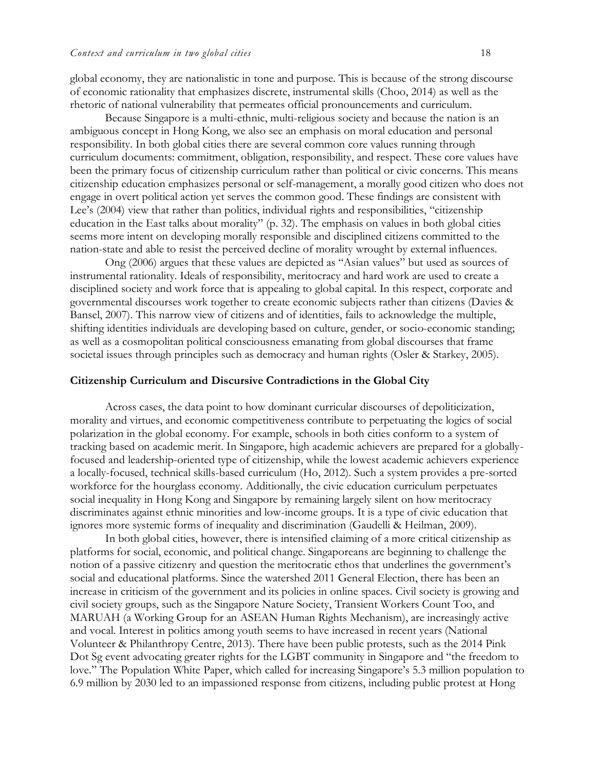global economy, they are nationalistic in tone and purpose. This is because of the strong discourse of economic rationality that emphasizes discrete, instrumental skills (Choo, 2014) as well as the rhetoric of national vulnerability that permeates official pronouncements and curriculum.

Because Singapore is a multi-ethnic, multi-religious society and because the nation is an ambiguous concept in Hong Kong, we also see an emphasis on moral education and personal responsibility. In both global cities there are several common core values running through curriculum documents: commitment, obligation, responsibility, and respect. These core values have been the primary focus of citizenship curriculum rather than political or civic concerns. This means citizenship education emphasizes personal or self-management, a morally good citizen who does not engage in overt political action yet serves the common good. These findings are consistent with Lee's (2004) view that rather than politics, individual rights and responsibilities, "citizenship education in the East talks about morality" (p. 32). The emphasis on values in both global cities seems more intent on developing morally responsible and disciplined citizens committed to the nation-state and able to resist the perceived decline of morality wrought by external influences.

Ong (2006) argues that these values are depicted as "Asian values" but used as sources of instrumental rationality. Ideals of responsibility, meritocracy and hard work are used to create a disciplined society and work force that is appealing to global capital. In this respect, corporate and governmental discourses work together to create economic subjects rather than citizens (Davies & Bansel, 2007). This narrow view of citizens and of identities, fails to acknowledge the multiple, shifting identities individuals are developing based on culture, gender, or socio-economic standing; as well as a cosmopolitan political consciousness emanating from global discourses that frame societal issues through principles such as democracy and human rights (Osler & Starkey, 2005).

## Citizenship Curriculum and Discursive Contradictions in the Global City

Across cases, the data point to how dominant curricular discourses of depoliticization, morality and virtues, and economic competitiveness contribute to perpetuating the logics of social polarization in the global economy. For example, schools in both cities conform to a system of tracking based on academic merit. In Singapore, high academic achievers are prepared for a globally-focused and leadership-oriented type of citizenship, while the lowest academic achievers experience a locally-focused, technical skills-based curriculum (Ho, 2012). Such a system provides a pre-sorted workforce for the hourglass economy. Additionally, the civic education curriculum perpetuates social inequality in Hong Kong and Singapore by remaining largely silent on how meritocracy discriminates against ethnic minorities and low-income groups. It is a type of civic education that ignores more systemic forms of inequality and discrimination (Gaudelli & Heilman, 2009).

In both global cities, however, there is intensified claiming of a more critical citizenship as platforms for social, economic, and political change. Singaporeans are beginning to challenge the notion of a passive citizenry and question the meritocratic ethos that underlines the government's social and educational platforms. Since the watershed 2011 General Election, there has been an increase in criticism of the government and its policies in online spaces. Civil society is growing and civil society groups, such as the Singapore Nature Society, Transient Workers Count Too, and MARUAH (a Working Group for an ASEAN Human Rights Mechanism), are increasingly active and vocal. Interest in politics among youth seems to have increased in recent years (National Volunteer & Philanthropy Centre, 2013). There have been public protests, such as the 2014 Pink Dot Sg event advocating greater rights for the LGBT community in Singapore and "the freedom to love." The Population White Paper, which called for increasing Singapore's 5.3 million population to 6.9 million by 2030 led to an impassioned response from citizens, including public protest at Hong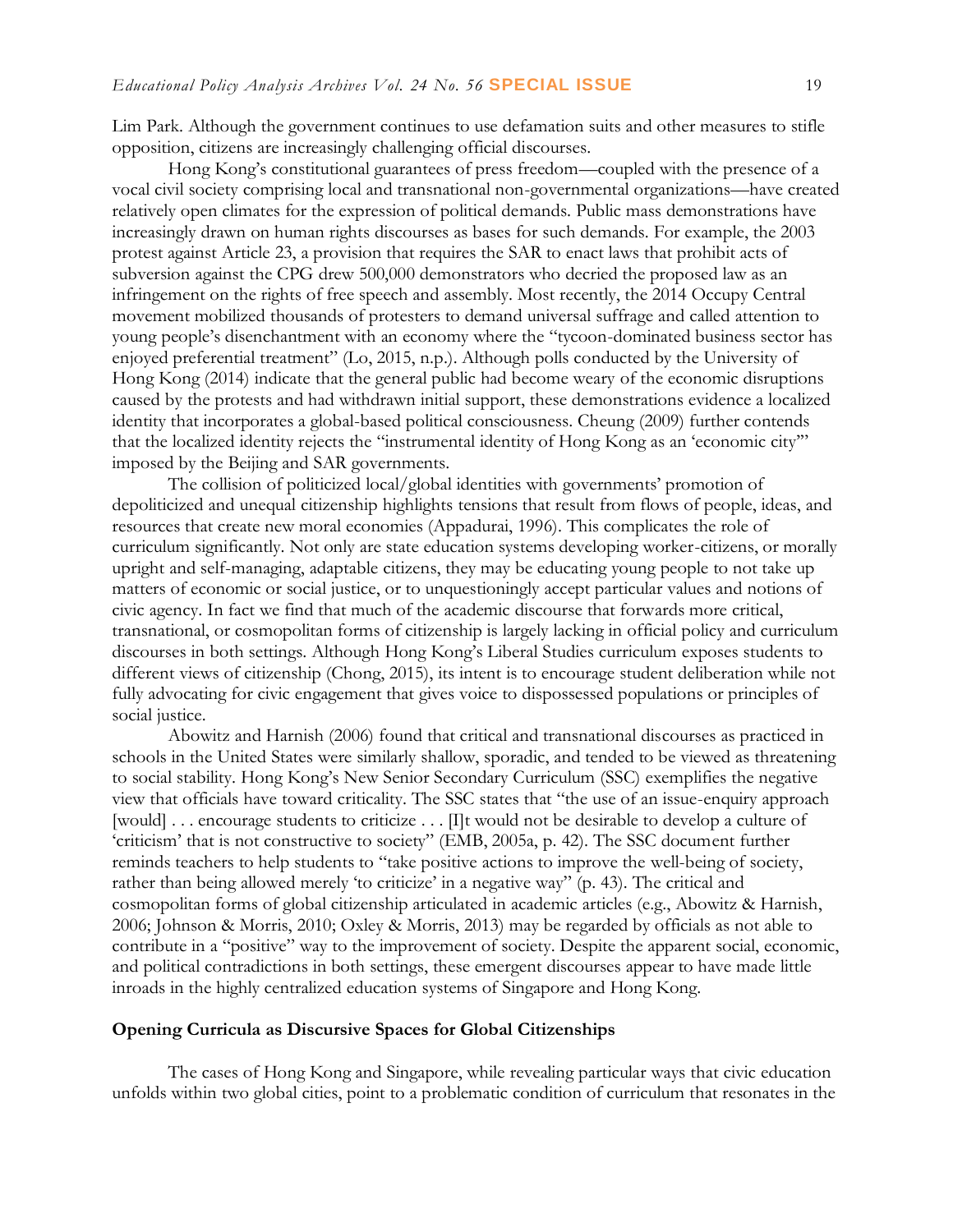Lim Park. Although the government continues to use defamation suits and other measures to stifle opposition, citizens are increasingly challenging official discourses.

Hong Kong's constitutional guarantees of press freedom—coupled with the presence of a vocal civil society comprising local and transnational non-governmental organizations—have created relatively open climates for the expression of political demands. Public mass demonstrations have increasingly drawn on human rights discourses as bases for such demands. For example, the 2003 protest against Article 23, a provision that requires the SAR to enact laws that prohibit acts of subversion against the CPG drew 500,000 demonstrators who decried the proposed law as an infringement on the rights of free speech and assembly. Most recently, the 2014 Occupy Central movement mobilized thousands of protesters to demand universal suffrage and called attention to young people's disenchantment with an economy where the "tycoon-dominated business sector has enjoyed preferential treatment" (Lo, 2015, n.p.). Although polls conducted by the University of Hong Kong (2014) indicate that the general public had become weary of the economic disruptions caused by the protests and had withdrawn initial support, these demonstrations evidence a localized identity that incorporates a global-based political consciousness. Cheung (2009) further contends that the localized identity rejects the "instrumental identity of Hong Kong as an 'economic city'" imposed by the Beijing and SAR governments.

The collision of politicized local/global identities with governments' promotion of depoliticized and unequal citizenship highlights tensions that result from flows of people, ideas, and resources that create new moral economies (Appadurai, 1996). This complicates the role of curriculum significantly. Not only are state education systems developing worker-citizens, or morally upright and self-managing, adaptable citizens, they may be educating young people to not take up matters of economic or social justice, or to unquestioningly accept particular values and notions of civic agency. In fact we find that much of the academic discourse that forwards more critical, transnational, or cosmopolitan forms of citizenship is largely lacking in official policy and curriculum discourses in both settings. Although Hong Kong's Liberal Studies curriculum exposes students to different views of citizenship (Chong, 2015), its intent is to encourage student deliberation while not fully advocating for civic engagement that gives voice to dispossessed populations or principles of social justice.

Abowitz and Harnish (2006) found that critical and transnational discourses as practiced in schools in the United States were similarly shallow, sporadic, and tended to be viewed as threatening to social stability. Hong Kong's New Senior Secondary Curriculum (SSC) exemplifies the negative view that officials have toward criticality. The SSC states that "the use of an issue-enquiry approach [would] . . . encourage students to criticize . . . [I]t would not be desirable to develop a culture of 'criticism' that is not constructive to society" (EMB, 2005a, p. 42). The SSC document further reminds teachers to help students to "take positive actions to improve the well-being of society, rather than being allowed merely 'to criticize' in a negative way" (p. 43). The critical and cosmopolitan forms of global citizenship articulated in academic articles (e.g., Abowitz & Harnish, 2006; Johnson & Morris, 2010; Oxley & Morris, 2013) may be regarded by officials as not able to contribute in a "positive" way to the improvement of society. Despite the apparent social, economic, and political contradictions in both settings, these emergent discourses appear to have made little inroads in the highly centralized education systems of Singapore and Hong Kong.

## Opening Curricula as Discursive Spaces for Global Citizenships

The cases of Hong Kong and Singapore, while revealing particular ways that civic education unfolds within two global cities, point to a problematic condition of curriculum that resonates in the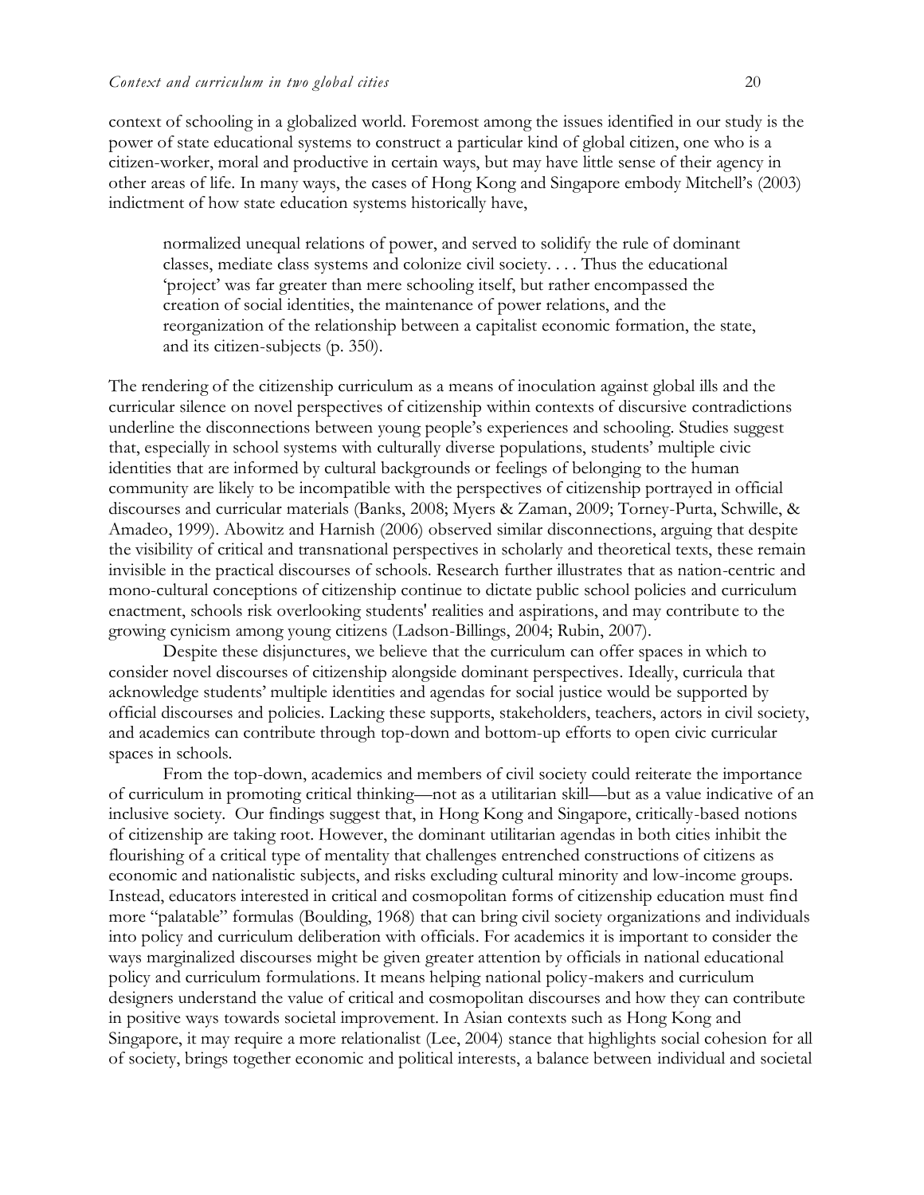context of schooling in a globalized world. Foremost among the issues identified in our study is the power of state educational systems to construct a particular kind of global citizen, one who is a citizen-worker, moral and productive in certain ways, but may have little sense of their agency in other areas of life. In many ways, the cases of Hong Kong and Singapore embody Mitchell's (2003) indictment of how state education systems historically have,

> normalized unequal relations of power, and served to solidify the rule of dominant classes, mediate class systems and colonize civil society. . . . Thus the educational 'project' was far greater than mere schooling itself, but rather encompassed the creation of social identities, the maintenance of power relations, and the reorganization of the relationship between a capitalist economic formation, the state, and its citizen-subjects (p. 350).

The rendering of the citizenship curriculum as a means of inoculation against global ills and the curricular silence on novel perspectives of citizenship within contexts of discursive contradictions underline the disconnections between young people's experiences and schooling. Studies suggest that, especially in school systems with culturally diverse populations, students' multiple civic identities that are informed by cultural backgrounds or feelings of belonging to the human community are likely to be incompatible with the perspectives of citizenship portrayed in official discourses and curricular materials (Banks, 2008; Myers & Zaman, 2009; Torney-Purta, Schwille, & Amadeo, 1999). Abowitz and Harnish (2006) observed similar disconnections, arguing that despite the visibility of critical and transnational perspectives in scholarly and theoretical texts, these remain invisible in the practical discourses of schools. Research further illustrates that as nation-centric and mono-cultural conceptions of citizenship continue to dictate public school policies and curriculum enactment, schools risk overlooking students' realities and aspirations, and may contribute to the growing cynicism among young citizens (Ladson-Billings, 2004; Rubin, 2007).

Despite these disjunctures, we believe that the curriculum can offer spaces in which to consider novel discourses of citizenship alongside dominant perspectives. Ideally, curricula that acknowledge students' multiple identities and agendas for social justice would be supported by official discourses and policies. Lacking these supports, stakeholders, teachers, actors in civil society, and academics can contribute through top-down and bottom-up efforts to open civic curricular spaces in schools.

From the top-down, academics and members of civil society could reiterate the importance of curriculum in promoting critical thinking—not as a utilitarian skill—but as a value indicative of an inclusive society. Our findings suggest that, in Hong Kong and Singapore, critically-based notions of citizenship are taking root. However, the dominant utilitarian agendas in both cities inhibit the flourishing of a critical type of mentality that challenges entrenched constructions of citizens as economic and nationalistic subjects, and risks excluding cultural minority and low-income groups. Instead, educators interested in critical and cosmopolitan forms of citizenship education must find more "palatable" formulas (Boulding, 1968) that can bring civil society organizations and individuals into policy and curriculum deliberation with officials. For academics it is important to consider the ways marginalized discourses might be given greater attention by officials in national educational policy and curriculum formulations. It means helping national policy-makers and curriculum designers understand the value of critical and cosmopolitan discourses and how they can contribute in positive ways towards societal improvement. In Asian contexts such as Hong Kong and Singapore, it may require a more relationalist (Lee, 2004) stance that highlights social cohesion for all of society, brings together economic and political interests, a balance between individual and societal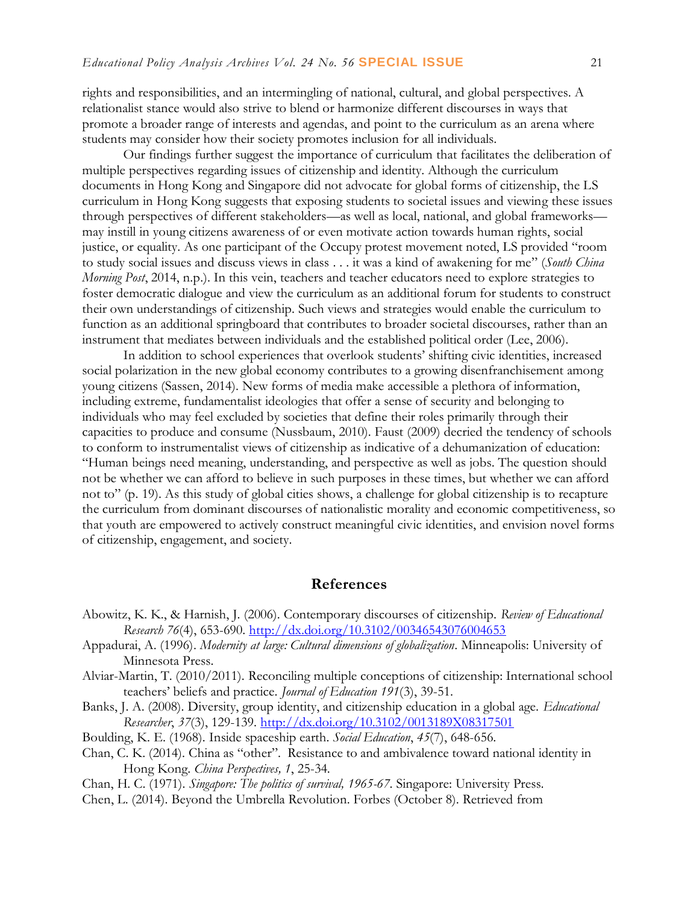rights and responsibilities, and an intermingling of national, cultural, and global perspectives. A relationalist stance would also strive to blend or harmonize different discourses in ways that promote a broader range of interests and agendas, and point to the curriculum as an arena where students may consider how their society promotes inclusion for all individuals.

Our findings further suggest the importance of curriculum that facilitates the deliberation of multiple perspectives regarding issues of citizenship and identity. Although the curriculum documents in Hong Kong and Singapore did not advocate for global forms of citizenship, the LS curriculum in Hong Kong suggests that exposing students to societal issues and viewing these issues through perspectives of different stakeholders—as well as local, national, and global frameworks—may instill in young citizens awareness of or even motivate action towards human rights, social justice, or equality. As one participant of the Occupy protest movement noted, LS provided "room to study social issues and discuss views in class . . . it was a kind of awakening for me" (*South China Morning Post*, 2014, n.p.). In this vein, teachers and teacher educators need to explore strategies to foster democratic dialogue and view the curriculum as an additional forum for students to construct their own understandings of citizenship. Such views and strategies would enable the curriculum to function as an additional springboard that contributes to broader societal discourses, rather than an instrument that mediates between individuals and the established political order (Lee, 2006).

In addition to school experiences that overlook students' shifting civic identities, increased social polarization in the new global economy contributes to a growing disenfranchisement among young citizens (Sassen, 2014). New forms of media make accessible a plethora of information, including extreme, fundamentalist ideologies that offer a sense of security and belonging to individuals who may feel excluded by societies that define their roles primarily through their capacities to produce and consume (Nussbaum, 2010). Faust (2009) decried the tendency of schools to conform to instrumentalist views of citizenship as indicative of a dehumanization of education: "Human beings need meaning, understanding, and perspective as well as jobs. The question should not be whether we can afford to believe in such purposes in these times, but whether we can afford not to" (p. 19). As this study of global cities shows, a challenge for global citizenship is to recapture the curriculum from dominant discourses of nationalistic morality and economic competitiveness, so that youth are empowered to actively construct meaningful civic identities, and envision novel forms of citizenship, engagement, and society.

## References

Abowitz, K. K., & Harnish, J. (2006). Contemporary discourses of citizenship. *Review of Educational Research 76*(4), 653-690. http://dx.doi.org/10.3102/00346543076004653

Appadurai, A. (1996). *Modernity at large: Cultural dimensions of globalization*. Minneapolis: University of Minnesota Press.

Alviar-Martin, T. (2010/2011). Reconciling multiple conceptions of citizenship: International school teachers' beliefs and practice. *Journal of Education 191*(3), 39-51.

Banks, J. A. (2008). Diversity, group identity, and citizenship education in a global age. *Educational Researcher*, *37*(3), 129-139. http://dx.doi.org/10.3102/0013189X08317501

Boulding, K. E. (1968). Inside spaceship earth. *Social Education*, *45*(7), 648-656.

Chan, C. K. (2014). China as "other". Resistance to and ambivalence toward national identity in Hong Kong. *China Perspectives, 1*, 25-34.

Chan, H. C. (1971). *Singapore: The politics of survival, 1965-67*. Singapore: University Press.

Chen, L. (2014). Beyond the Umbrella Revolution. Forbes (October 8). Retrieved from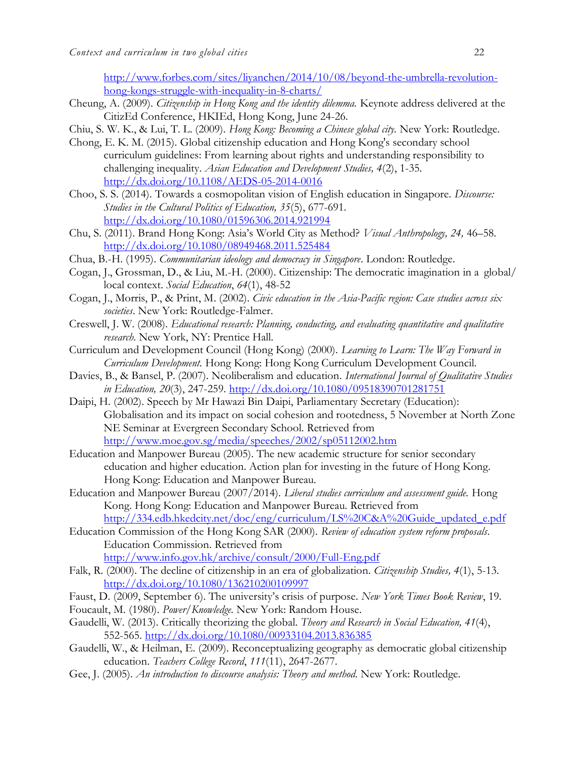http://www.forbes.com/sites/liyanchen/2014/10/08/beyond-the-umbrella-revolution-hong-kongs-struggle-with-inequality-in-8-charts/

Cheung, A. (2009). *Citizenship in Hong Kong and the identity dilemma.* Keynote address delivered at the CitizEd Conference, HKIEd, Hong Kong, June 24-26.

Chiu, S. W. K., & Lui, T. L. (2009). *Hong Kong: Becoming a Chinese global city.* New York: Routledge.

Chong, E. K. M. (2015). Global citizenship education and Hong Kong's secondary school curriculum guidelines: From learning about rights and understanding responsibility to challenging inequality. *Asian Education and Development Studies, 4*(2), 1-35. http://dx.doi.org/10.1108/AEDS-05-2014-0016

Choo, S. S. (2014). Towards a cosmopolitan vision of English education in Singapore. *Discourse: Studies in the Cultural Politics of Education, 35*(5), 677-691. http://dx.doi.org/10.1080/01596306.2014.921994

Chu, S. (2011). Brand Hong Kong: Asia's World City as Method? *Visual Anthropology, 24,* 46–58. http://dx.doi.org/10.1080/08949468.2011.525484

Chua, B.-H. (1995). *Communitarian ideology and democracy in Singapore*. London: Routledge.

Cogan, J., Grossman, D., & Liu, M.-H. (2000). Citizenship: The democratic imagination in a global/ local context. *Social Education*, *64*(1), 48-52

Cogan, J., Morris, P., & Print, M. (2002). *Civic education in the Asia-Pacific region: Case studies across six societies*. New York: Routledge-Falmer.

Creswell, J. W. (2008). *Educational research: Planning, conducting, and evaluating quantitative and qualitative research.* New York, NY: Prentice Hall.

Curriculum and Development Council (Hong Kong) (2000). *Learning to Learn: The Way Forward in Curriculum Development.* Hong Kong: Hong Kong Curriculum Development Council.

Davies, B., & Bansel, P. (2007). Neoliberalism and education. *International Journal of Qualitative Studies in Education, 20*(3), 247-259. http://dx.doi.org/10.1080/09518390701281751

Daipi, H. (2002). Speech by Mr Hawazi Bin Daipi, Parliamentary Secretary (Education): Globalisation and its impact on social cohesion and rootedness, 5 November at North Zone NE Seminar at Evergreen Secondary School. Retrieved from http://www.moe.gov.sg/media/speeches/2002/sp05112002.htm

Education and Manpower Bureau (2005). The new academic structure for senior secondary education and higher education. Action plan for investing in the future of Hong Kong. Hong Kong: Education and Manpower Bureau.

Education and Manpower Bureau (2007/2014). *Liberal studies curriculum and assessment guide.* Hong Kong. Hong Kong: Education and Manpower Bureau. Retrieved from http://334.edb.hkedcity.net/doc/eng/curriculum/LS%20C&A%20Guide_updated_e.pdf

Education Commission of the Hong Kong SAR (2000). *Review of education system reform proposals*. Education Commission. Retrieved from http://www.info.gov.hk/archive/consult/2000/Full-Eng.pdf

Falk, R. (2000). The decline of citizenship in an era of globalization. *Citizenship Studies, 4*(1), 5-13. http://dx.doi.org/10.1080/136210200109997

Faust, D. (2009, September 6). The university's crisis of purpose. *New York Times Book Review*, 19.

Foucault, M. (1980). *Power/Knowledge.* New York: Random House.

Gaudelli, W. (2013). Critically theorizing the global. *Theory and Research in Social Education, 41*(4), 552-565. http://dx.doi.org/10.1080/00933104.2013.836385

Gaudelli, W., & Heilman, E. (2009). Reconceptualizing geography as democratic global citizenship education. *Teachers College Record*, *111*(11), 2647-2677.

Gee, J. (2005). *An introduction to discourse analysis: Theory and method.* New York: Routledge.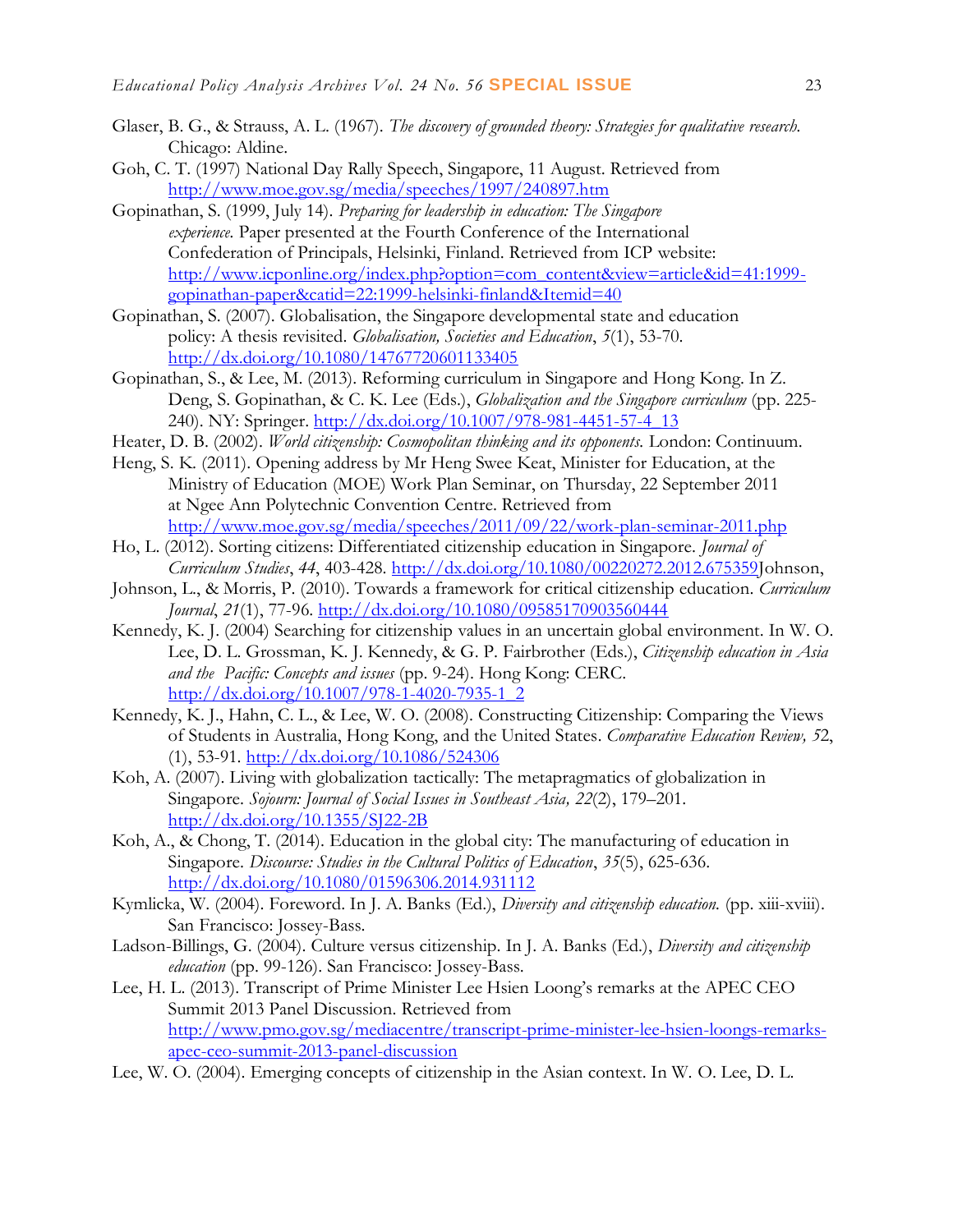Glaser, B. G., & Strauss, A. L. (1967). *The discovery of grounded theory: Strategies for qualitative research.* Chicago: Aldine.

Goh, C. T. (1997) National Day Rally Speech, Singapore, 11 August. Retrieved from http://www.moe.gov.sg/media/speeches/1997/240897.htm

Gopinathan, S. (1999, July 14). *Preparing for leadership in education: The Singapore experience.* Paper presented at the Fourth Conference of the International Confederation of Principals, Helsinki, Finland. Retrieved from ICP website: http://www.icponline.org/index.php?option=com_content&view=article&id=41:1999-gopinathan-paper&catid=22:1999-helsinki-finland&Itemid=40

Gopinathan, S. (2007). Globalisation, the Singapore developmental state and education policy: A thesis revisited. *Globalisation, Societies and Education*, *5*(1), 53-70. http://dx.doi.org/10.1080/14767720601133405

Gopinathan, S., & Lee, M. (2013). Reforming curriculum in Singapore and Hong Kong. In Z. Deng, S. Gopinathan, & C. K. Lee (Eds.), *Globalization and the Singapore curriculum* (pp. 225-240). NY: Springer. http://dx.doi.org/10.1007/978-981-4451-57-4_13

Heater, D. B. (2002). *World citizenship: Cosmopolitan thinking and its opponents.* London: Continuum.

Heng, S. K. (2011). Opening address by Mr Heng Swee Keat, Minister for Education, at the Ministry of Education (MOE) Work Plan Seminar, on Thursday, 22 September 2011 at Ngee Ann Polytechnic Convention Centre. Retrieved from http://www.moe.gov.sg/media/speeches/2011/09/22/work-plan-seminar-2011.php

Ho, L. (2012). Sorting citizens: Differentiated citizenship education in Singapore. *Journal of Curriculum Studies*, *44*, 403-428. http://dx.doi.org/10.1080/00220272.2012.675359Johnson,

Johnson, L., & Morris, P. (2010). Towards a framework for critical citizenship education. *Curriculum Journal*, *21*(1), 77-96. http://dx.doi.org/10.1080/09585170903560444

Kennedy, K. J. (2004) Searching for citizenship values in an uncertain global environment. In W. O. Lee, D. L. Grossman, K. J. Kennedy, & G. P. Fairbrother (Eds.), *Citizenship education in Asia and the Pacific: Concepts and issues* (pp. 9-24). Hong Kong: CERC. http://dx.doi.org/10.1007/978-1-4020-7935-1_2

Kennedy, K. J., Hahn, C. L., & Lee, W. O. (2008). Constructing Citizenship: Comparing the Views of Students in Australia, Hong Kong, and the United States. *Comparative Education Review, 5*2, (1), 53-91. http://dx.doi.org/10.1086/524306

Koh, A. (2007). Living with globalization tactically: The metapragmatics of globalization in Singapore. *Sojourn: Journal of Social Issues in Southeast Asia, 22*(2), 179–201. http://dx.doi.org/10.1355/SJ22-2B

Koh, A., & Chong, T. (2014). Education in the global city: The manufacturing of education in Singapore. *Discourse: Studies in the Cultural Politics of Education*, *35*(5), 625-636. http://dx.doi.org/10.1080/01596306.2014.931112

Kymlicka, W. (2004). Foreword. In J. A. Banks (Ed.), *Diversity and citizenship education.* (pp. xiii-xviii). San Francisco: Jossey-Bass.

Ladson-Billings, G. (2004). Culture versus citizenship. In J. A. Banks (Ed.), *Diversity and citizenship education* (pp. 99-126). San Francisco: Jossey-Bass.

Lee, H. L. (2013). Transcript of Prime Minister Lee Hsien Loong's remarks at the APEC CEO Summit 2013 Panel Discussion. Retrieved from http://www.pmo.gov.sg/mediacentre/transcript-prime-minister-lee-hsien-loongs-remarks-apec-ceo-summit-2013-panel-discussion

Lee, W. O. (2004). Emerging concepts of citizenship in the Asian context. In W. O. Lee, D. L.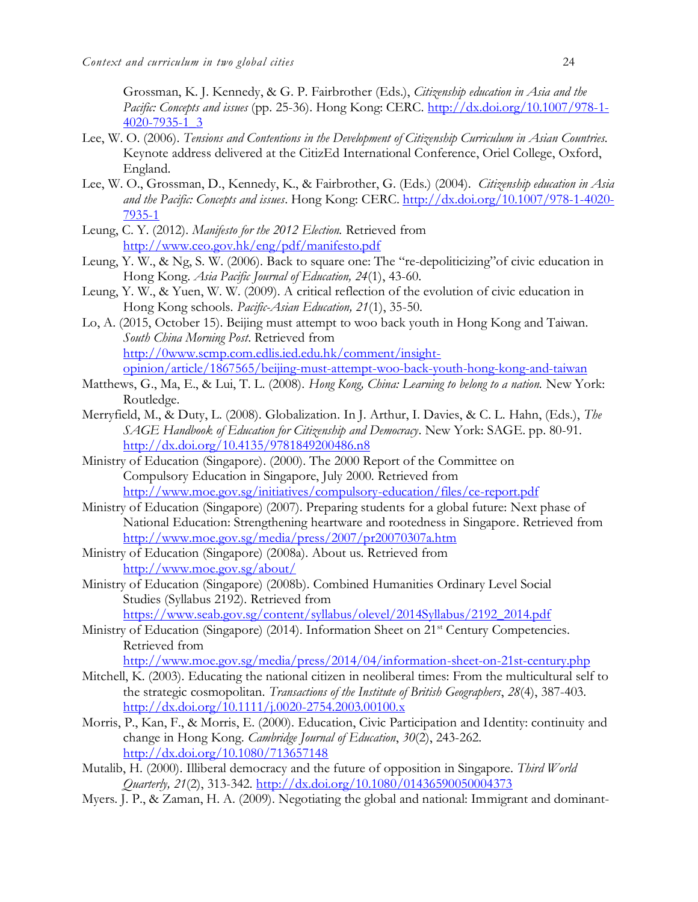Grossman, K. J. Kennedy, & G. P. Fairbrother (Eds.), *Citizenship education in Asia and the Pacific: Concepts and issues* (pp. 25-36). Hong Kong: CERC. http://dx.doi.org/10.1007/978-1-4020-7935-1_3

Lee, W. O. (2006). *Tensions and Contentions in the Development of Citizenship Curriculum in Asian Countries.* Keynote address delivered at the CitizEd International Conference, Oriel College, Oxford, England.

Lee, W. O., Grossman, D., Kennedy, K., & Fairbrother, G. (Eds.) (2004). *Citizenship education in Asia and the Pacific: Concepts and issues*. Hong Kong: CERC. http://dx.doi.org/10.1007/978-1-4020-7935-1

Leung, C. Y. (2012). *Manifesto for the 2012 Election.* Retrieved from http://www.ceo.gov.hk/eng/pdf/manifesto.pdf

Leung, Y. W., & Ng, S. W. (2006). Back to square one: The "re-depoliticizing"of civic education in Hong Kong. *Asia Pacific Journal of Education, 24*(1), 43-60.

Leung, Y. W., & Yuen, W. W. (2009). A critical reflection of the evolution of civic education in Hong Kong schools. *Pacific-Asian Education, 21*(1), 35-50.

Lo, A. (2015, October 15). Beijing must attempt to woo back youth in Hong Kong and Taiwan. *South China Morning Post*. Retrieved from http://0www.scmp.com.edlis.ied.edu.hk/comment/insight-opinion/article/1867565/beijing-must-attempt-woo-back-youth-hong-kong-and-taiwan

Matthews, G., Ma, E., & Lui, T. L. (2008). *Hong Kong, China: Learning to belong to a nation.* New York: Routledge.

Merryfield, M., & Duty, L. (2008). Globalization. In J. Arthur, I. Davies, & C. L. Hahn, (Eds.), *The SAGE Handbook of Education for Citizenship and Democracy*. New York: SAGE. pp. 80-91. http://dx.doi.org/10.4135/9781849200486.n8

Ministry of Education (Singapore). (2000). The 2000 Report of the Committee on Compulsory Education in Singapore, July 2000. Retrieved from http://www.moe.gov.sg/initiatives/compulsory-education/files/ce-report.pdf

Ministry of Education (Singapore) (2007). Preparing students for a global future: Next phase of National Education: Strengthening heartware and rootedness in Singapore. Retrieved from http://www.moe.gov.sg/media/press/2007/pr20070307a.htm

Ministry of Education (Singapore) (2008a). About us. Retrieved from http://www.moe.gov.sg/about/

Ministry of Education (Singapore) (2008b). Combined Humanities Ordinary Level Social Studies (Syllabus 2192). Retrieved from https://www.seab.gov.sg/content/syllabus/olevel/2014Syllabus/2192_2014.pdf

Ministry of Education (Singapore) (2014). Information Sheet on 21st Century Competencies. Retrieved from http://www.moe.gov.sg/media/press/2014/04/information-sheet-on-21st-century.php

Mitchell, K. (2003). Educating the national citizen in neoliberal times: From the multicultural self to the strategic cosmopolitan. *Transactions of the Institute of British Geographers*, *28*(4), 387-403. http://dx.doi.org/10.1111/j.0020-2754.2003.00100.x

Morris, P., Kan, F., & Morris, E. (2000). Education, Civic Participation and Identity: continuity and change in Hong Kong. *Cambridge Journal of Education*, *30*(2), 243-262. http://dx.doi.org/10.1080/713657148

Mutalib, H. (2000). Illiberal democracy and the future of opposition in Singapore. *Third World Quarterly, 21*(2), 313-342. http://dx.doi.org/10.1080/01436590050004373

Myers. J. P., & Zaman, H. A. (2009). Negotiating the global and national: Immigrant and dominant-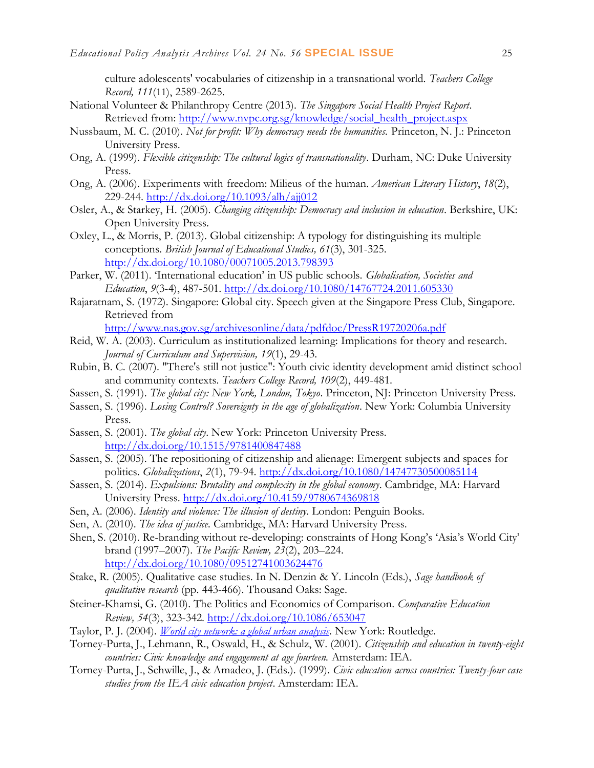culture adolescents' vocabularies of citizenship in a transnational world. *Teachers College Record, 111*(11), 2589-2625.

National Volunteer & Philanthropy Centre (2013). *The Singapore Social Health Project Report*. Retrieved from: http://www.nvpc.org.sg/knowledge/social_health_project.aspx

Nussbaum, M. C. (2010). *Not for profit: Why democracy needs the humanities.* Princeton, N. J.: Princeton University Press.

Ong, A. (1999). *Flexible citizenship: The cultural logics of transnationality*. Durham, NC: Duke University Press.

Ong, A. (2006). Experiments with freedom: Milieus of the human. *American Literary History*, *18*(2), 229-244. http://dx.doi.org/10.1093/alh/ajj012

Osler, A., & Starkey, H. (2005). *Changing citizenship: Democracy and inclusion in education*. Berkshire, UK: Open University Press.

Oxley, L., & Morris, P. (2013). Global citizenship: A typology for distinguishing its multiple conceptions. *British Journal of Educational Studies, 61*(3), 301-325. http://dx.doi.org/10.1080/00071005.2013.798393

Parker, W. (2011). 'International education' in US public schools. *Globalisation, Societies and Education*, *9*(3-4), 487-501. http://dx.doi.org/10.1080/14767724.2011.605330

Rajaratnam, S. (1972). Singapore: Global city. Speech given at the Singapore Press Club, Singapore. Retrieved from http://www.nas.gov.sg/archivesonline/data/pdfdoc/PressR19720206a.pdf

Reid, W. A. (2003). Curriculum as institutionalized learning: Implications for theory and research. *Journal of Curriculum and Supervision, 19*(1), 29-43.

Rubin, B. C. (2007). "There's still not justice": Youth civic identity development amid distinct school and community contexts. *Teachers College Record, 109*(2), 449-481.

Sassen, S. (1991). *The global city: New York, London, Tokyo*. Princeton, NJ: Princeton University Press.

Sassen, S. (1996). *Losing Control? Sovereignty in the age of globalization*. New York: Columbia University Press.

Sassen, S. (2001). *The global city*. New York: Princeton University Press. http://dx.doi.org/10.1515/9781400847488

Sassen, S. (2005). The repositioning of citizenship and alienage: Emergent subjects and spaces for politics. *Globalizations*, *2*(1), 79-94. http://dx.doi.org/10.1080/14747730500085114

Sassen, S. (2014). *Expulsions: Brutality and complexity in the global economy*. Cambridge, MA: Harvard University Press. http://dx.doi.org/10.4159/9780674369818

Sen, A. (2006). *Identity and violence: The illusion of destiny*. London: Penguin Books.

Sen, A. (2010). *The idea of justice*. Cambridge, MA: Harvard University Press.

Shen, S. (2010). Re-branding without re-developing: constraints of Hong Kong's 'Asia's World City' brand (1997–2007). *The Pacific Review, 23*(2), 203–224. http://dx.doi.org/10.1080/09512741003624476

Stake, R. (2005). Qualitative case studies. In N. Denzin & Y. Lincoln (Eds.), *Sage handbook of qualitative research* (pp. 443-466). Thousand Oaks: Sage.

Steiner-Khamsi, G. (2010). The Politics and Economics of Comparison. *Comparative Education Review, 54*(3), 323-342. http://dx.doi.org/10.1086/653047

Taylor, P. J. (2004). *World city network: a global urban analysis*. New York: Routledge.

Torney-Purta, J., Lehmann, R., Oswald, H., & Schulz, W. (2001). *Citizenship and education in twenty-eight countries: Civic knowledge and engagement at age fourteen.* Amsterdam: IEA.

Torney-Purta, J., Schwille, J., & Amadeo, J. (Eds.). (1999). *Civic education across countries: Twenty-four case studies from the IEA civic education project*. Amsterdam: IEA.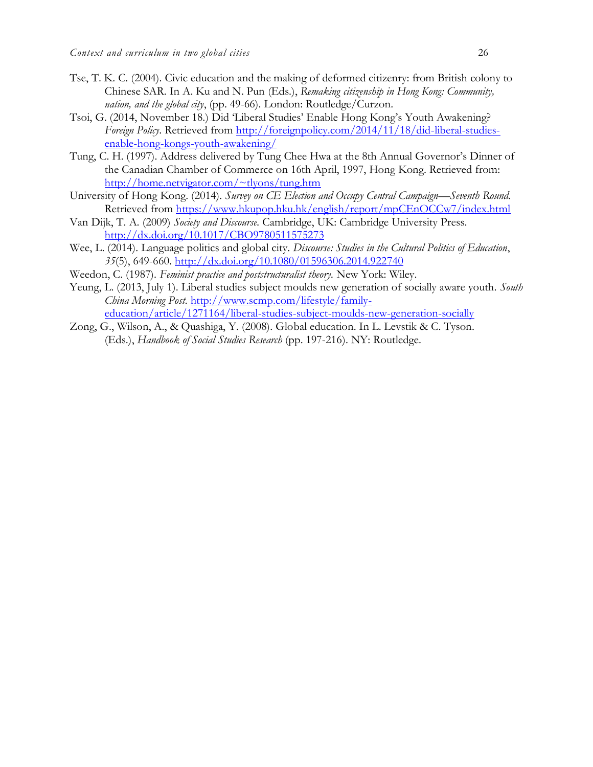Tse, T. K. C. (2004). Civic education and the making of deformed citizenry: from British colony to Chinese SAR. In A. Ku and N. Pun (Eds.), *Remaking citizenship in Hong Kong: Community, nation, and the global city*, (pp. 49-66). London: Routledge/Curzon.

Tsoi, G. (2014, November 18.) Did 'Liberal Studies' Enable Hong Kong's Youth Awakening? *Foreign Policy*. Retrieved from http://foreignpolicy.com/2014/11/18/did-liberal-studies-enable-hong-kongs-youth-awakening/

Tung, C. H. (1997). Address delivered by Tung Chee Hwa at the 8th Annual Governor's Dinner of the Canadian Chamber of Commerce on 16th April, 1997, Hong Kong. Retrieved from: http://home.netvigator.com/~tlyons/tung.htm

University of Hong Kong. (2014). *Survey on CE Election and Occupy Central Campaign—Seventh Round.* Retrieved from https://www.hkupop.hku.hk/english/report/mpCEnOCCw7/index.html

Van Dijk, T. A. (2009) *Society and Discourse.* Cambridge, UK: Cambridge University Press. http://dx.doi.org/10.1017/CBO9780511575273

Wee, L. (2014). Language politics and global city. *Discourse: Studies in the Cultural Politics of Education*, *35*(5), 649-660. http://dx.doi.org/10.1080/01596306.2014.922740

Weedon, C. (1987). *Feminist practice and poststructuralist theory.* New York: Wiley.

Yeung, L. (2013, July 1). Liberal studies subject moulds new generation of socially aware youth. *South China Morning Post.* http://www.scmp.com/lifestyle/family-education/article/1271164/liberal-studies-subject-moulds-new-generation-socially

Zong, G., Wilson, A., & Quashiga, Y. (2008). Global education. In L. Levstik & C. Tyson. (Eds.), *Handbook of Social Studies Research* (pp. 197-216). NY: Routledge.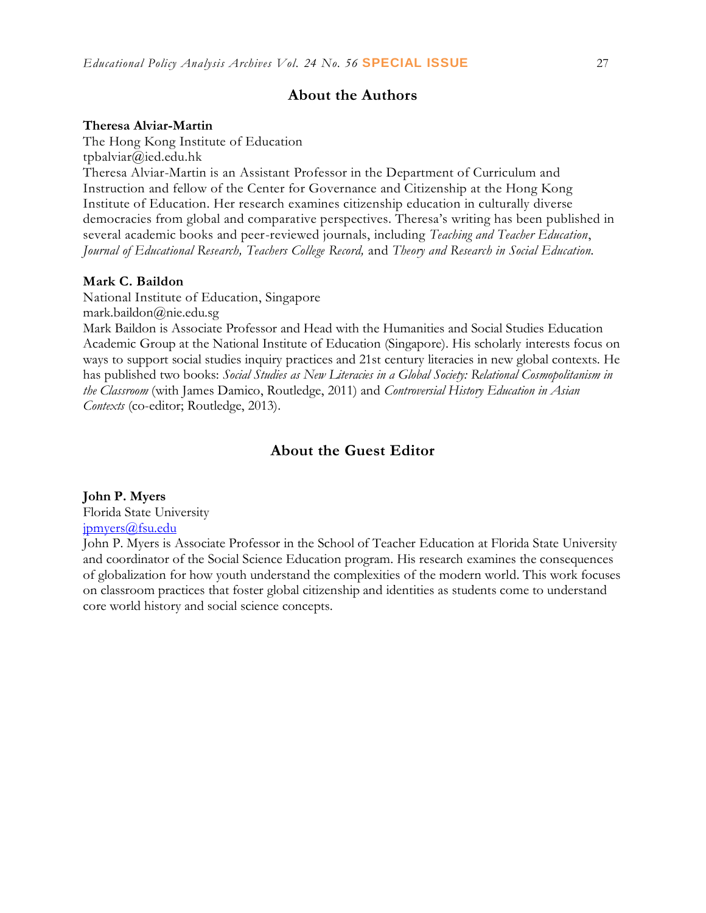## About the Authors

**Theresa Alviar-Martin**
The Hong Kong Institute of Education
tpbalviar@ied.edu.hk
Theresa Alviar-Martin is an Assistant Professor in the Department of Curriculum and Instruction and fellow of the Center for Governance and Citizenship at the Hong Kong Institute of Education. Her research examines citizenship education in culturally diverse democracies from global and comparative perspectives. Theresa's writing has been published in several academic books and peer-reviewed journals, including *Teaching and Teacher Education*, *Journal of Educational Research, Teachers College Record,* and *Theory and Research in Social Education.*

**Mark C. Baildon**
National Institute of Education, Singapore
mark.baildon@nie.edu.sg
Mark Baildon is Associate Professor and Head with the Humanities and Social Studies Education Academic Group at the National Institute of Education (Singapore). His scholarly interests focus on ways to support social studies inquiry practices and 21st century literacies in new global contexts. He has published two books: *Social Studies as New Literacies in a Global Society: Relational Cosmopolitanism in the Classroom* (with James Damico, Routledge, 2011) and *Controversial History Education in Asian Contexts* (co-editor; Routledge, 2013).

## About the Guest Editor

**John P. Myers**
Florida State University
jpmyers@fsu.edu
John P. Myers is Associate Professor in the School of Teacher Education at Florida State University and coordinator of the Social Science Education program. His research examines the consequences of globalization for how youth understand the complexities of the modern world. This work focuses on classroom practices that foster global citizenship and identities as students come to understand core world history and social science concepts.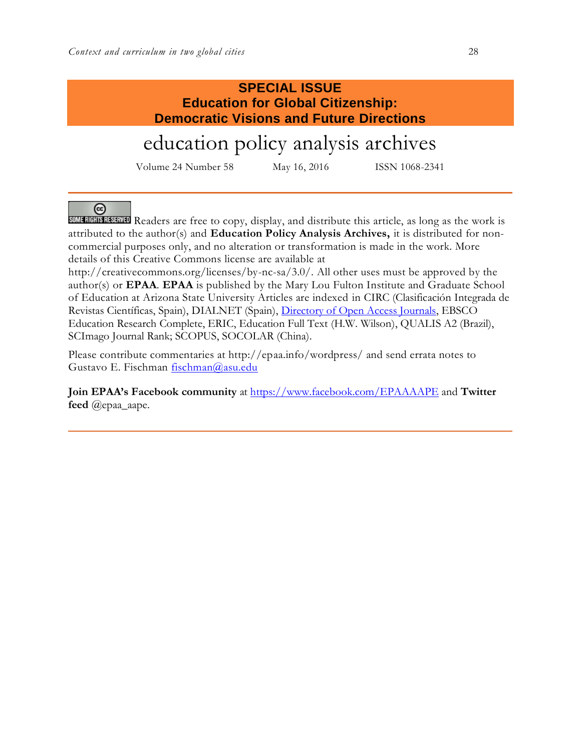**SPECIAL ISSUE**
**Education for Global Citizenship:**
**Democratic Visions and Future Directions**

# education policy analysis archives

Volume 24 Number 58 May 16, 2016 ISSN 1068-2341

---

SOME RIGHTS RESERVED Readers are free to copy, display, and distribute this article, as long as the work is attributed to the author(s) and **Education Policy Analysis Archives,** it is distributed for non-commercial purposes only, and no alteration or transformation is made in the work. More details of this Creative Commons license are available at http://creativecommons.org/licenses/by-nc-sa/3.0/. All other uses must be approved by the author(s) or **EPAA**. **EPAA** is published by the Mary Lou Fulton Institute and Graduate School of Education at Arizona State University Articles are indexed in CIRC (Clasificación Integrada de Revistas Científicas, Spain), DIALNET (Spain), Directory of Open Access Journals, EBSCO Education Research Complete, ERIC, Education Full Text (H.W. Wilson), QUALIS A2 (Brazil), SCImago Journal Rank; SCOPUS, SOCOLAR (China).

Please contribute commentaries at http://epaa.info/wordpress/ and send errata notes to Gustavo E. Fischman fischman@asu.edu

**Join EPAA's Facebook community** at https://www.facebook.com/EPAAAAPE and **Twitter feed** @epaa_aape.

---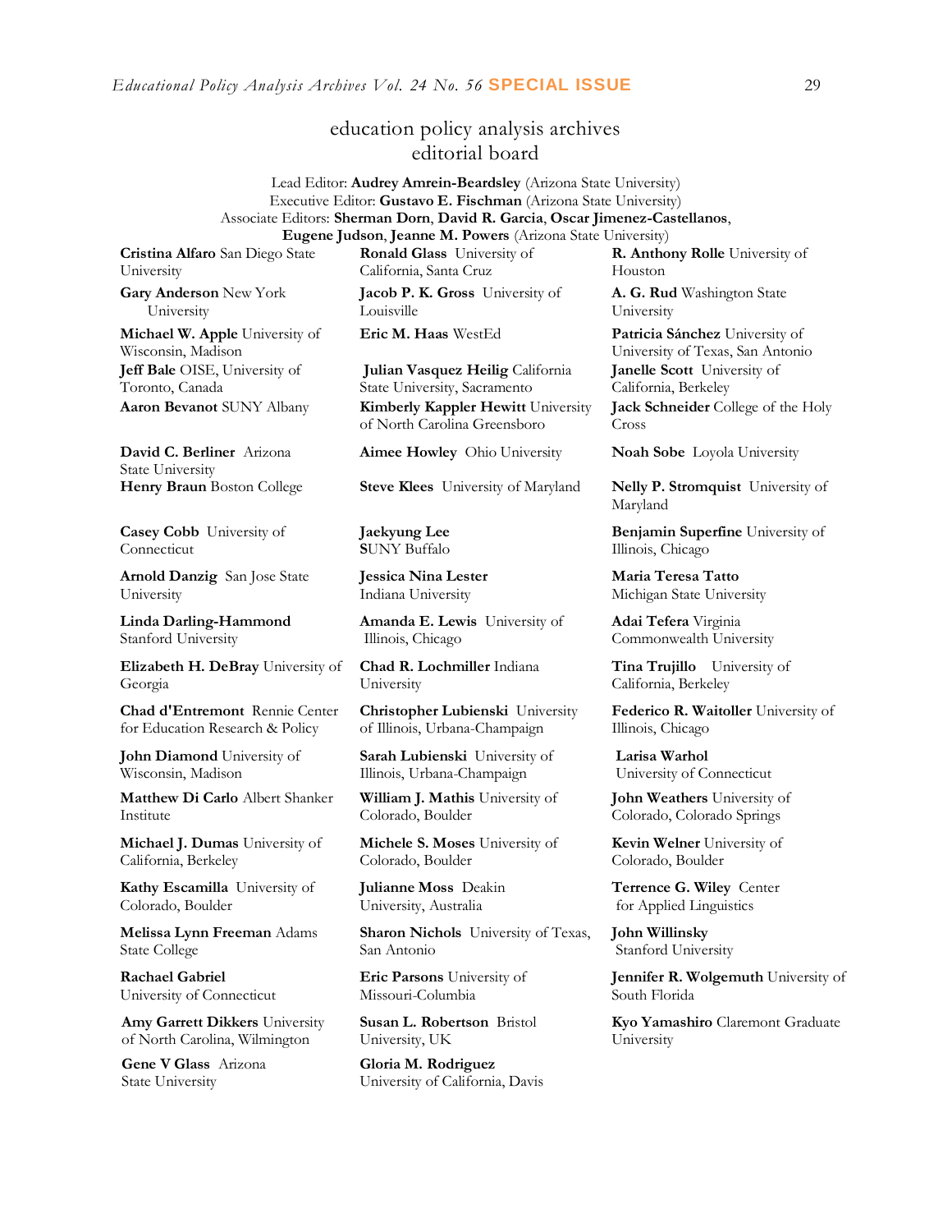# education policy analysis archives
## editorial board

Lead Editor: **Audrey Amrein-Beardsley** (Arizona State University)
Executive Editor: **Gustavo E. Fischman** (Arizona State University)
Associate Editors: **Sherman Dorn**, **David R. Garcia**, **Oscar Jimenez-Castellanos**, **Eugene Judson**, **Jeanne M. Powers** (Arizona State University)

**Cristina Alfaro** San Diego State University

**Gary Anderson** New York University

**Michael W. Apple** University of Wisconsin, Madison

**Jeff Bale** OISE, University of Toronto, Canada

**Aaron Bevanot** SUNY Albany

**David C. Berliner** Arizona State University

**Henry Braun** Boston College

**Casey Cobb** University of Connecticut

**Arnold Danzig** San Jose State University

**Linda Darling-Hammond** Stanford University

**Elizabeth H. DeBray** University of Georgia

**Chad d'Entremont** Rennie Center for Education Research & Policy

**John Diamond** University of Wisconsin, Madison

**Matthew Di Carlo** Albert Shanker Institute

**Michael J. Dumas** University of California, Berkeley

**Kathy Escamilla** University of Colorado, Boulder

**Melissa Lynn Freeman** Adams State College

**Rachael Gabriel** University of Connecticut

**Amy Garrett Dikkers** University of North Carolina, Wilmington

**Gene V Glass** Arizona State University

**Ronald Glass** University of California, Santa Cruz

**Jacob P. K. Gross** University of Louisville

**Eric M. Haas** WestEd

**Julian Vasquez Heilig** California State University, Sacramento

**Kimberly Kappler Hewitt** University of North Carolina Greensboro

**Aimee Howley** Ohio University

**Steve Klees** University of Maryland

**Jaekyung Lee** SUNY Buffalo

**Jessica Nina Lester** Indiana University

**Amanda E. Lewis** University of Illinois, Chicago

**Chad R. Lochmiller** Indiana University

**Christopher Lubienski** University of Illinois, Urbana-Champaign

**Sarah Lubienski** University of Illinois, Urbana-Champaign

**William J. Mathis** University of Colorado, Boulder

**Michele S. Moses** University of Colorado, Boulder

**Julianne Moss** Deakin University, Australia

**Sharon Nichols** University of Texas, San Antonio

**Eric Parsons** University of Missouri-Columbia

**Susan L. Robertson** Bristol University, UK

**Gloria M. Rodriguez** University of California, Davis

**R. Anthony Rolle** University of Houston

**A. G. Rud** Washington State University

**Patricia Sánchez** University of University of Texas, San Antonio

**Janelle Scott** University of California, Berkeley

**Jack Schneider** College of the Holy Cross

**Noah Sobe** Loyola University

**Nelly P. Stromquist** University of Maryland

**Benjamin Superfine** University of Illinois, Chicago

**Maria Teresa Tatto** Michigan State University

**Adai Tefera** Virginia Commonwealth University

**Tina Trujillo** University of California, Berkeley

**Federico R. Waitoller** University of Illinois, Chicago

**Larisa Warhol** University of Connecticut

**John Weathers** University of Colorado, Colorado Springs

**Kevin Welner** University of Colorado, Boulder

**Terrence G. Wiley** Center for Applied Linguistics

**John Willinsky** Stanford University

**Jennifer R. Wolgemuth** University of South Florida

**Kyo Yamashiro** Claremont Graduate University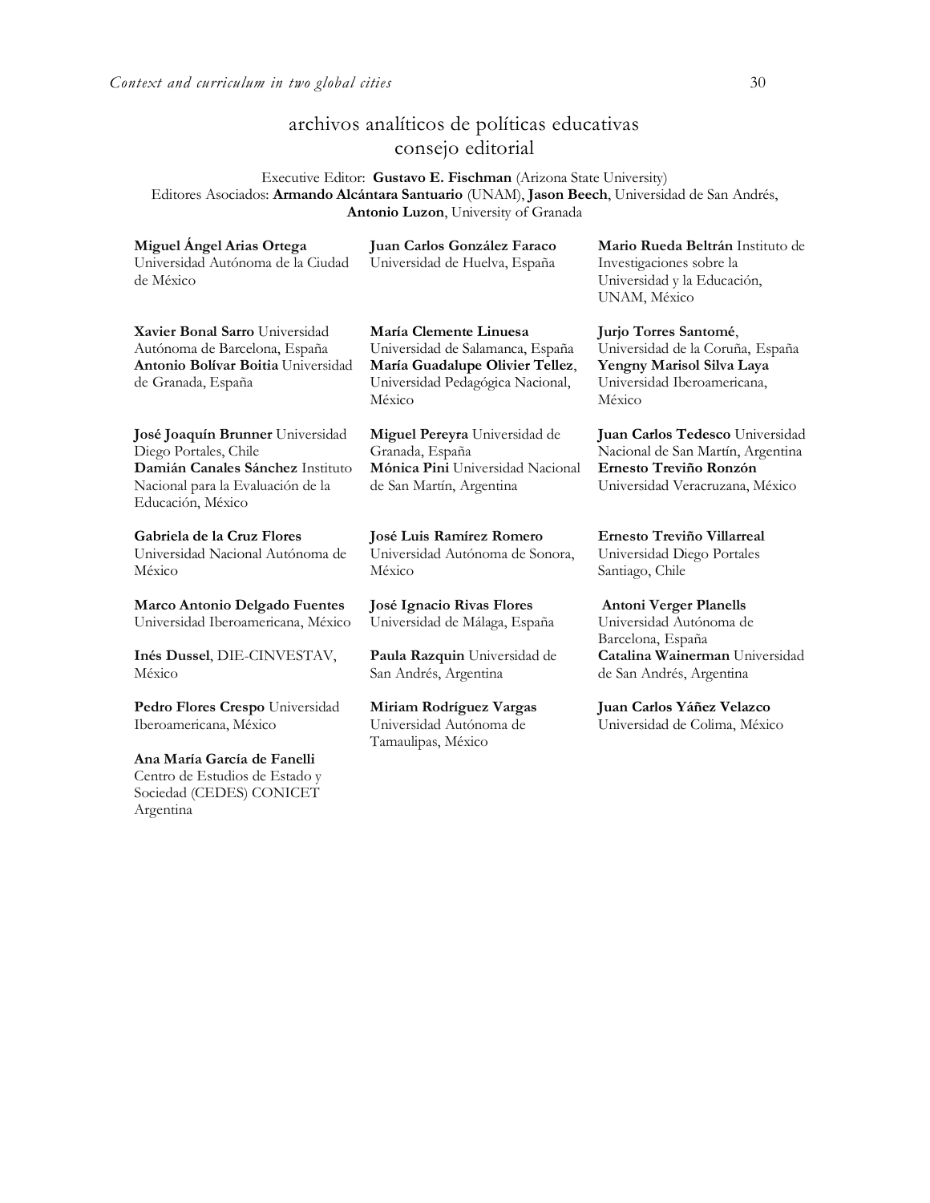# archivos analíticos de políticas educativas
## consejo editorial

Executive Editor: **Gustavo E. Fischman** (Arizona State University)
Editores Asociados: **Armando Alcántara Santuario** (UNAM), **Jason Beech**, Universidad de San Andrés, **Antonio Luzon**, University of Granada

**Miguel Ángel Arias Ortega** Universidad Autónoma de la Ciudad de México

**Xavier Bonal Sarro** Universidad Autónoma de Barcelona, España

**Antonio Bolívar Boitia** Universidad de Granada, España

**José Joaquín Brunner** Universidad Diego Portales, Chile

**Damián Canales Sánchez** Instituto Nacional para la Evaluación de la Educación, México

**Gabriela de la Cruz Flores** Universidad Nacional Autónoma de México

**Marco Antonio Delgado Fuentes** Universidad Iberoamericana, México

**Inés Dussel**, DIE-CINVESTAV, México

**Pedro Flores Crespo** Universidad Iberoamericana, México

**Ana María García de Fanelli** Centro de Estudios de Estado y Sociedad (CEDES) CONICET Argentina

**Juan Carlos González Faraco** Universidad de Huelva, España

**María Clemente Linuesa** Universidad de Salamanca, España

**María Guadalupe Olivier Tellez**, Universidad Pedagógica Nacional, México

**Miguel Pereyra** Universidad de Granada, España

**Mónica Pini** Universidad Nacional de San Martín, Argentina

**José Luis Ramírez Romero** Universidad Autónoma de Sonora, México

**José Ignacio Rivas Flores** Universidad de Málaga, España

**Paula Razquin** Universidad de San Andrés, Argentina

**Miriam Rodríguez Vargas** Universidad Autónoma de Tamaulipas, México

**Mario Rueda Beltrán** Instituto de Investigaciones sobre la Universidad y la Educación, UNAM, México

**Jurjo Torres Santomé**, Universidad de la Coruña, España

**Yengny Marisol Silva Laya** Universidad Iberoamericana, México

**Juan Carlos Tedesco** Universidad Nacional de San Martín, Argentina

**Ernesto Treviño Ronzón** Universidad Veracruzana, México

**Ernesto Treviño Villarreal** Universidad Diego Portales Santiago, Chile

**Antoni Verger Planells** Universidad Autónoma de Barcelona, España

**Catalina Wainerman** Universidad de San Andrés, Argentina

**Juan Carlos Yáñez Velazco** Universidad de Colima, México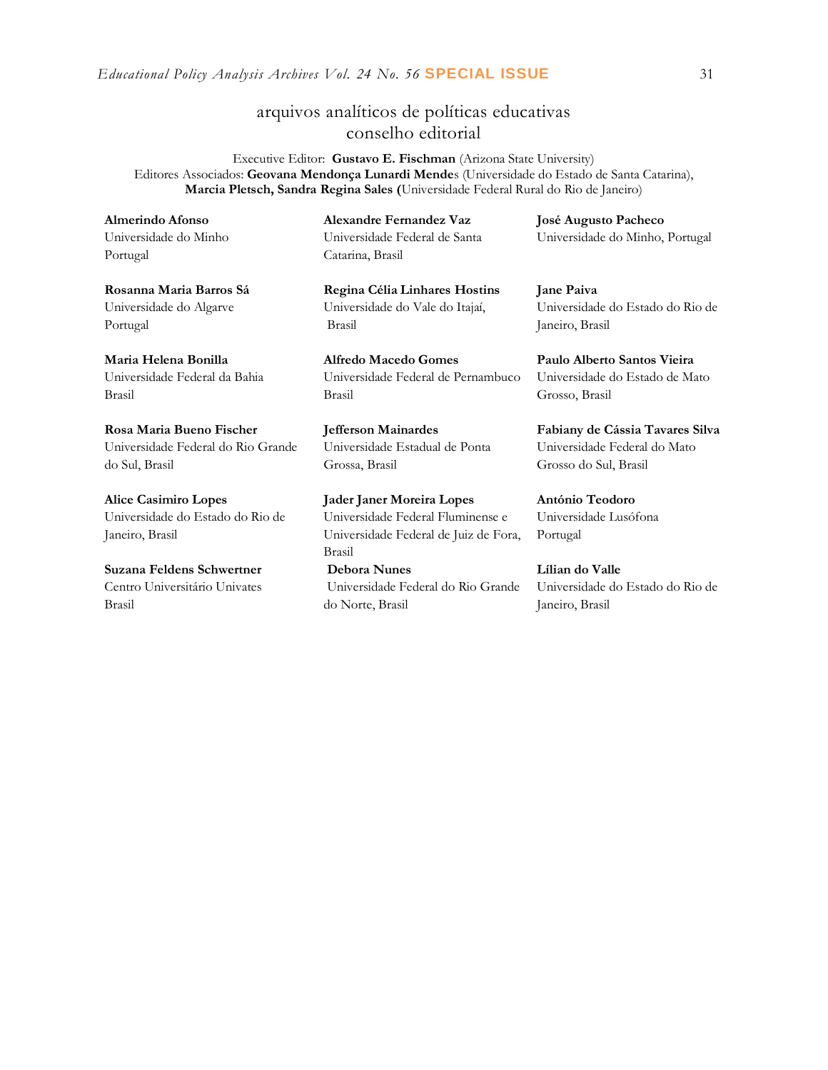# arquivos analíticos de políticas educativas
## conselho editorial

Executive Editor: **Gustavo E. Fischman** (Arizona State University)
Editores Associados: **Geovana Mendonça Lunardi Mende**s (Universidade do Estado de Santa Catarina), **Marcia Pletsch, Sandra Regina Sales (**Universidade Federal Rural do Rio de Janeiro)

**Almerindo Afonso**
Universidade do Minho
Portugal

**Rosanna Maria Barros Sá**
Universidade do Algarve
Portugal

**Maria Helena Bonilla**
Universidade Federal da Bahia
Brasil

**Rosa Maria Bueno Fischer**
Universidade Federal do Rio Grande do Sul, Brasil

**Alice Casimiro Lopes**
Universidade do Estado do Rio de Janeiro, Brasil

**Suzana Feldens Schwertner**
Centro Universitário Univates
Brasil

**Alexandre Fernandez Vaz**
Universidade Federal de Santa Catarina, Brasil

**Regina Célia Linhares Hostins**
Universidade do Vale do Itajaí, Brasil

**Alfredo Macedo Gomes**
Universidade Federal de Pernambuco
Brasil

**Jefferson Mainardes**
Universidade Estadual de Ponta Grossa, Brasil

**Jader Janer Moreira Lopes**
Universidade Federal Fluminense e Universidade Federal de Juiz de Fora, Brasil

**Debora Nunes**
Universidade Federal do Rio Grande do Norte, Brasil

**José Augusto Pacheco**
Universidade do Minho, Portugal

**Jane Paiva**
Universidade do Estado do Rio de Janeiro, Brasil

**Paulo Alberto Santos Vieira**
Universidade do Estado de Mato Grosso, Brasil

**Fabiany de Cássia Tavares Silva**
Universidade Federal do Mato Grosso do Sul, Brasil

**António Teodoro**
Universidade Lusófona
Portugal

**Lílian do Valle**
Universidade do Estado do Rio de Janeiro, Brasil